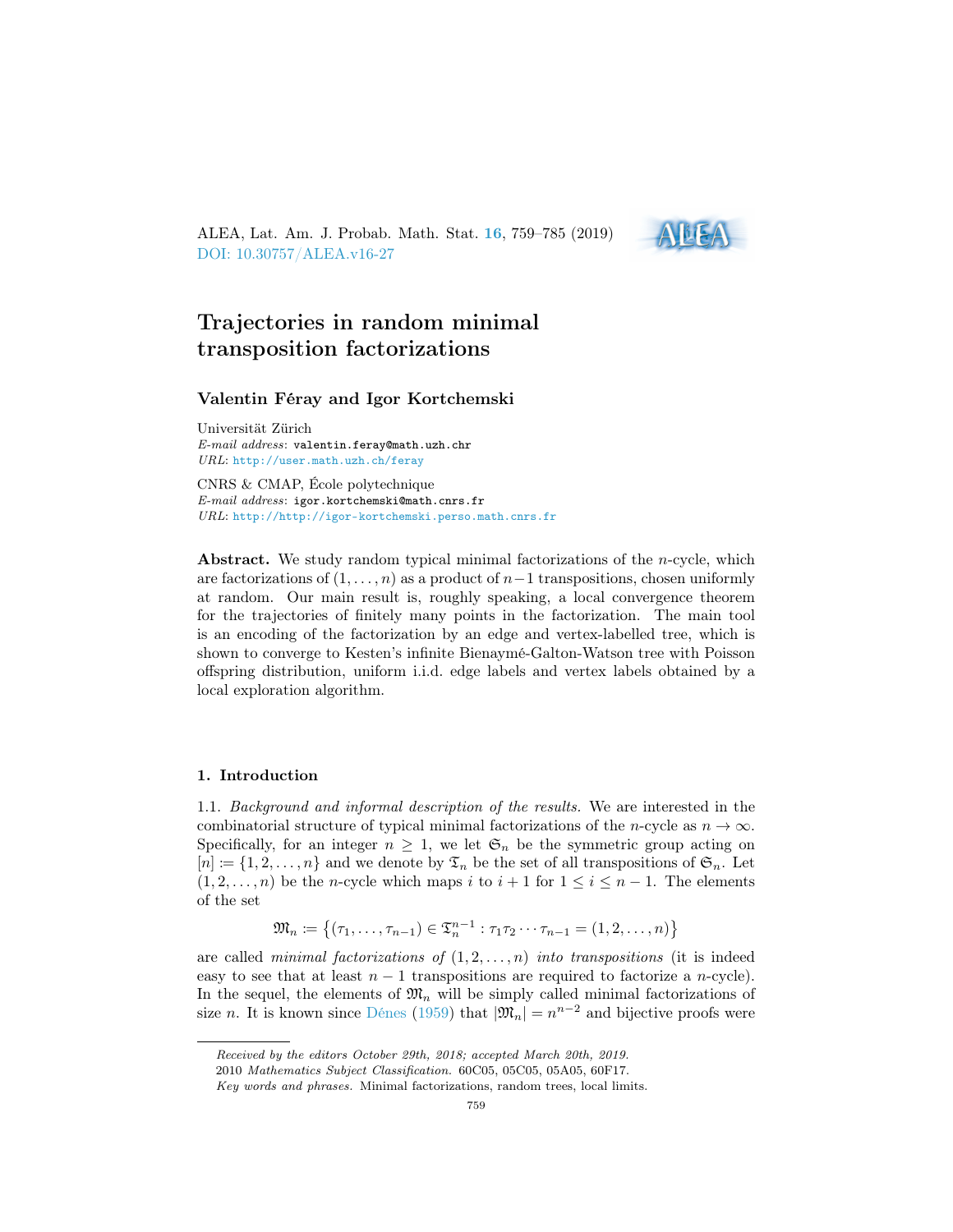ALEA, Lat. Am. J. Probab. Math. Stat. **16**, 759–785 (2019)
DOI: 10.30757/ALEA.v16-27

# Trajectories in random minimal transposition factorizations

**Valentin Féray and Igor Kortchemski**

Universität Zürich
*E-mail address*: valentin.feray@math.uzh.chr
*URL*: http://user.math.uzh.ch/feray

CNRS & CMAP, École polytechnique
*E-mail address*: igor.kortchemski@math.cnrs.fr
*URL*: http://http://igor-kortchemski.perso.math.cnrs.fr

**Abstract.** We study random typical minimal factorizations of the $n$-cycle, which are factorizations of $(1, \ldots, n)$ as a product of $n-1$ transpositions, chosen uniformly at random. Our main result is, roughly speaking, a local convergence theorem for the trajectories of finitely many points in the factorization. The main tool is an encoding of the factorization by an edge and vertex-labelled tree, which is shown to converge to Kesten's infinite Bienaymé-Galton-Watson tree with Poisson offspring distribution, uniform i.i.d. edge labels and vertex labels obtained by a local exploration algorithm.

## 1. Introduction

1.1. *Background and informal description of the results.* We are interested in the combinatorial structure of typical minimal factorizations of the $n$-cycle as $n \to \infty$. Specifically, for an integer $n \geq 1$, we let $\mathfrak{S}_n$ be the symmetric group acting on $[n] := \{1, 2, \ldots, n\}$ and we denote by $\mathfrak{T}_n$ be the set of all transpositions of $\mathfrak{S}_n$. Let $(1, 2, \ldots, n)$ be the $n$-cycle which maps $i$ to $i+1$ for $1 \leq i \leq n-1$. The elements of the set

$$\mathfrak{M}_n := \left\{ (\tau_1, \ldots, \tau_{n-1}) \in \mathfrak{T}_n^{n-1} : \tau_1 \tau_2 \cdots \tau_{n-1} = (1, 2, \ldots, n) \right\}$$

are called *minimal factorizations of* $(1, 2, \ldots, n)$ *into transpositions* (it is indeed easy to see that at least $n-1$ transpositions are required to factorize a $n$-cycle). In the sequel, the elements of $\mathfrak{M}_n$ will be simply called minimal factorizations of size $n$. It is known since Dénes (1959) that $|\mathfrak{M}_n| = n^{n-2}$ and bijective proofs were

---

*Received by the editors October 29th, 2018; accepted March 20th, 2019.*
2010 *Mathematics Subject Classification.* 60C05, 05C05, 05A05, 60F17.
*Key words and phrases.* Minimal factorizations, random trees, local limits.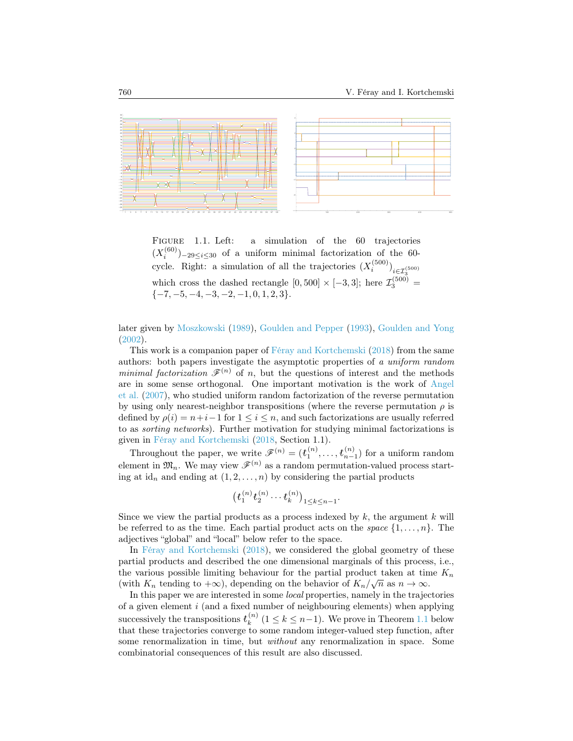Figure 1.1. Left: a simulation of the 60 trajectories $(X_i^{(60)})_{-29 \leq i \leq 30}$ of a uniform minimal factorization of the 60-cycle. Right: a simulation of all the trajectories $(X_i^{(500)})_{i \in \mathcal{I}_3^{(500)}}$ which cross the dashed rectangle $[0, 500] \times [-3, 3]$; here $\mathcal{I}_3^{(500)} = \{-7, -5, -4, -3, -2, -1, 0, 1, 2, 3\}$.

later given by Moszkowski (1989), Goulden and Pepper (1993), Goulden and Yong (2002).

This work is a companion paper of Féray and Kortchemski (2018) from the same authors: both papers investigate the asymptotic properties of *a uniform random minimal factorization* $\mathscr{F}^{(n)}$ of $n$, but the questions of interest and the methods are in some sense orthogonal. One important motivation is the work of Angel et al. (2007), who studied uniform random factorization of the reverse permutation by using only nearest-neighbor transpositions (where the reverse permutation $\rho$ is defined by $\rho(i) = n+i-1$ for $1 \leq i \leq n$, and such factorizations are usually referred to as *sorting networks*). Further motivation for studying minimal factorizations is given in Féray and Kortchemski (2018, Section 1.1).

Throughout the paper, we write $\mathscr{F}^{(n)} = (t_1^{(n)}, \ldots, t_{n-1}^{(n)})$ for a uniform random element in $\mathfrak{M}_n$. We may view $\mathscr{F}^{(n)}$ as a random permutation-valued process starting at $\mathrm{id}_n$ and ending at $(1, 2, \ldots, n)$ by considering the partial products

$$\left(t_1^{(n)} t_2^{(n)} \cdots t_k^{(n)}\right)_{1 \leq k \leq n-1}.$$

Since we view the partial products as a process indexed by $k$, the argument $k$ will be referred to as the time. Each partial product acts on the *space* $\{1, \ldots, n\}$. The adjectives "global" and "local" below refer to the space.

In Féray and Kortchemski (2018), we considered the global geometry of these partial products and described the one dimensional marginals of this process, i.e., the various possible limiting behaviour for the partial product taken at time $K_n$ (with $K_n$ tending to $+\infty$), depending on the behavior of $K_n/\sqrt{n}$ as $n \to \infty$.

In this paper we are interested in some *local* properties, namely in the trajectories of a given element $i$ (and a fixed number of neighbouring elements) when applying successively the transpositions $t_k^{(n)}$ $(1 \leq k \leq n-1)$. We prove in Theorem 1.1 below that these trajectories converge to some random integer-valued step function, after some renormalization in time, but *without* any renormalization in space. Some combinatorial consequences of this result are also discussed.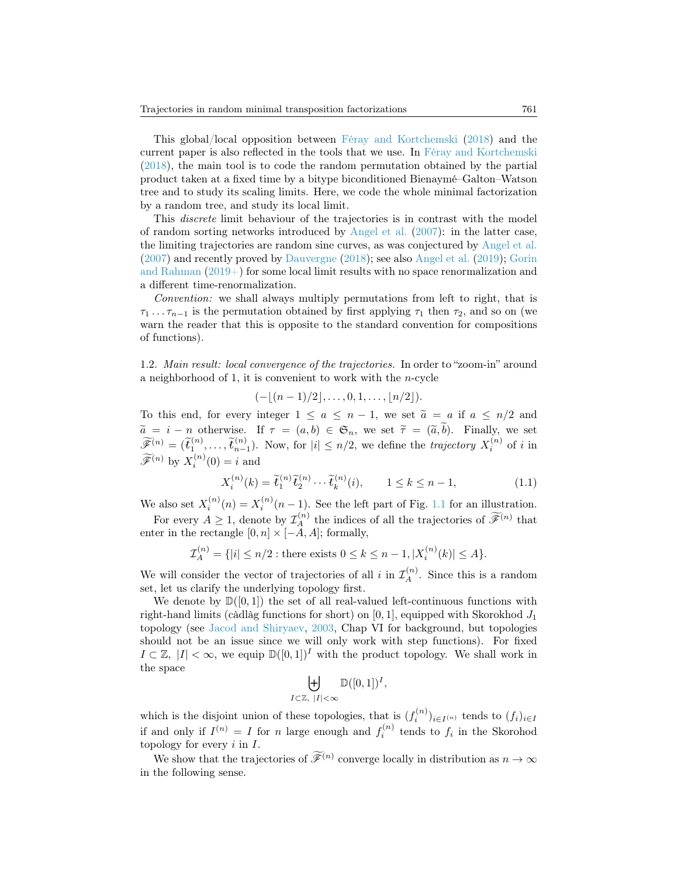This global/local opposition between Féray and Kortchemski (2018) and the current paper is also reflected in the tools that we use. In Féray and Kortchemski (2018), the main tool is to code the random permutation obtained by the partial product taken at a fixed time by a bitype biconditioned Bienaymé–Galton–Watson tree and to study its scaling limits. Here, we code the whole minimal factorization by a random tree, and study its local limit.

This *discrete* limit behaviour of the trajectories is in contrast with the model of random sorting networks introduced by Angel et al. (2007): in the latter case, the limiting trajectories are random sine curves, as was conjectured by Angel et al. (2007) and recently proved by Dauvergne (2018); see also Angel et al. (2019); Gorin and Rahman (2019+) for some local limit results with no space renormalization and a different time-renormalization.

*Convention:* we shall always multiply permutations from left to right, that is $\tau_1 \dots \tau_{n-1}$ is the permutation obtained by first applying $\tau_1$ then $\tau_2$, and so on (we warn the reader that this is opposite to the standard convention for compositions of functions).

1.2. *Main result: local convergence of the trajectories.* In order to "zoom-in" around a neighborhood of 1, it is convenient to work with the $n$-cycle

$$(-\lfloor (n-1)/2 \rfloor, \dots, 0, 1, \dots, \lfloor n/2 \rfloor).$$

To this end, for every integer $1 \leq a \leq n-1$, we set $\widetilde{a} = a$ if $a \leq n/2$ and $\widetilde{a} = i - n$ otherwise. If $\tau = (a,b) \in \mathfrak{S}_n$, we set $\widetilde{\tau} = (\widetilde{a}, \widetilde{b})$. Finally, we set $\widetilde{\mathscr{F}}^{(n)} = (\widetilde{t}_1^{(n)}, \dots, \widetilde{t}_{n-1}^{(n)})$. Now, for $|i| \leq n/2$, we define the *trajectory* $X_i^{(n)}$ of $i$ in $\widetilde{\mathscr{F}}^{(n)}$ by $X_i^{(n)}(0) = i$ and

$$X_i^{(n)}(k) = \widetilde{t}_1^{(n)} \widetilde{t}_2^{(n)} \cdots \widetilde{t}_k^{(n)}(i), \qquad 1 \leq k \leq n-1, \tag{1.1}$$

We also set $X_i^{(n)}(n) = X_i^{(n)}(n-1)$. See the left part of Fig. 1.1 for an illustration.

For every $A \geq 1$, denote by $\mathcal{I}_A^{(n)}$ the indices of all the trajectories of $\widetilde{\mathscr{F}}^{(n)}$ that enter in the rectangle $[0,n] \times [-A, A]$; formally,

$$\mathcal{I}_A^{(n)} = \{|i| \leq n/2 : \text{there exists } 0 \leq k \leq n-1, |X_i^{(n)}(k)| \leq A\}.$$

We will consider the vector of trajectories of all $i$ in $\mathcal{I}_A^{(n)}$. Since this is a random set, let us clarify the underlying topology first.

We denote by $\mathbb{D}([0,1])$ the set of all real-valued left-continuous functions with right-hand limits (càdlàg functions for short) on $[0,1]$, equipped with Skorokhod $J_1$ topology (see Jacod and Shiryaev, 2003, Chap VI for background, but topologies should not be an issue since we will only work with step functions). For fixed $I \subset \mathbb{Z}$, $|I| < \infty$, we equip $\mathbb{D}([0,1])^I$ with the product topology. We shall work in the space

$$\biguplus_{I \subset \mathbb{Z},\ |I| < \infty} \mathbb{D}([0,1])^I,$$

which is the disjoint union of these topologies, that is $(f_i^{(n)})_{i \in I^{(n)}}$ tends to $(f_i)_{i \in I}$ if and only if $I^{(n)} = I$ for $n$ large enough and $f_i^{(n)}$ tends to $f_i$ in the Skorohod topology for every $i$ in $I$.

We show that the trajectories of $\widetilde{\mathscr{F}}^{(n)}$ converge locally in distribution as $n \to \infty$ in the following sense.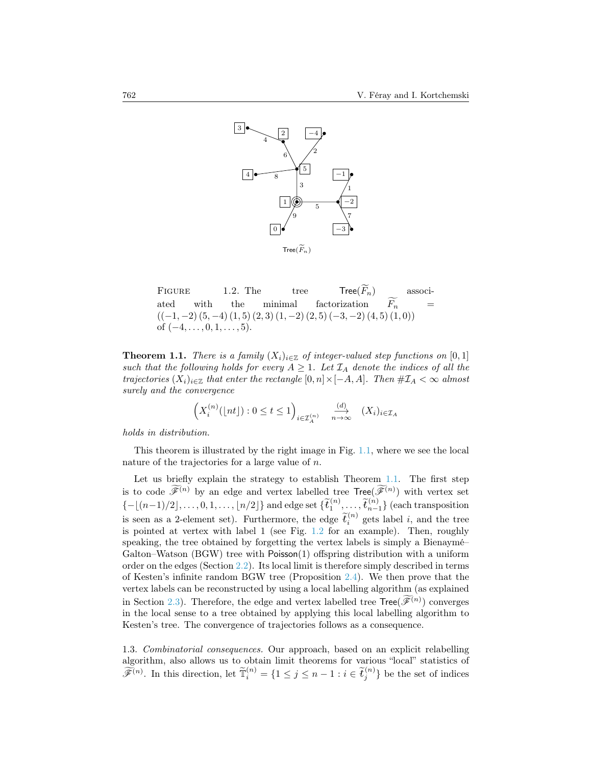FIGURE 1.2. The tree $\mathsf{Tree}(\widetilde{F_n})$ associated with the minimal factorization $\widetilde{F_n} = ((-1,-2)\,(5,-4)\,(1,5)\,(2,3)\,(1,-2)\,(2,5)\,(-3,-2)\,(4,5)\,(1,0))$ of $(-4,\ldots,0,1,\ldots,5)$.

**Theorem 1.1.** *There is a family $(X_i)_{i\in\mathbb{Z}}$ of integer-valued step functions on $[0,1]$ such that the following holds for every $A \geq 1$. Let $\mathcal{I}_A$ denote the indices of all the trajectories $(X_i)_{i\in\mathbb{Z}}$ that enter the rectangle $[0,n]\times[-A,A]$. Then $\#\mathcal{I}_A < \infty$ almost surely and the convergence*

$$\left(X_i^{(n)}(\lfloor nt\rfloor) : 0 \leq t \leq 1\right)_{i\in\mathcal{I}_A^{(n)}} \quad \xrightarrow[n\to\infty]{(d)} \quad (X_i)_{i\in\mathcal{I}_A}$$

*holds in distribution.*

This theorem is illustrated by the right image in Fig. 1.1, where we see the local nature of the trajectories for a large value of $n$.

Let us briefly explain the strategy to establish Theorem 1.1. The first step is to code $\widetilde{\mathscr{F}}^{(n)}$ by an edge and vertex labelled tree $\mathsf{Tree}(\widetilde{\mathscr{F}}^{(n)})$ with vertex set $\{-\lfloor(n-1)/2\rfloor,\ldots,0,1,\ldots,\lfloor n/2\rfloor\}$ and edge set $\{\widetilde{t}_1^{(n)},\ldots,\widetilde{t}_{n-1}^{(n)}\}$ (each transposition is seen as a 2-element set). Furthermore, the edge $\widetilde{t}_i^{(n)}$ gets label $i$, and the tree is pointed at vertex with label 1 (see Fig. 1.2 for an example). Then, roughly speaking, the tree obtained by forgetting the vertex labels is simply a Bienaymé–Galton–Watson (BGW) tree with $\mathsf{Poisson}(1)$ offspring distribution with a uniform order on the edges (Section 2.2). Its local limit is therefore simply described in terms of Kesten's infinite random BGW tree (Proposition 2.4). We then prove that the vertex labels can be reconstructed by using a local labelling algorithm (as explained in Section 2.3). Therefore, the edge and vertex labelled tree $\mathsf{Tree}(\widetilde{\mathscr{F}}^{(n)})$ converges in the local sense to a tree obtained by applying this local labelling algorithm to Kesten's tree. The convergence of trajectories follows as a consequence.

1.3. *Combinatorial consequences.* Our approach, based on an explicit relabelling algorithm, also allows us to obtain limit theorems for various "local" statistics of $\widetilde{\mathscr{F}}^{(n)}$. In this direction, let $\widetilde{\mathbb{T}}_i^{(n)} = \{1 \leq j \leq n-1 : i \in \widetilde{t}_j^{(n)}\}$ be the set of indices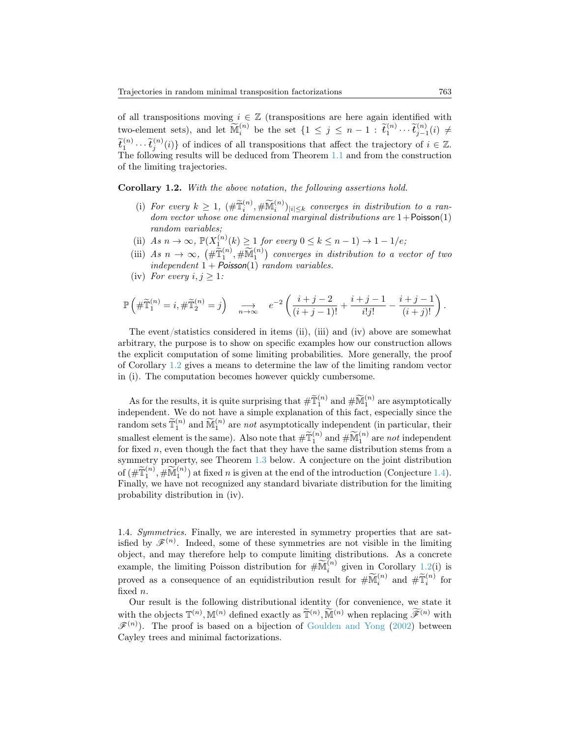of all transpositions moving $i \in \mathbb{Z}$ (transpositions are here again identified with two-element sets), and let $\widetilde{\mathbb{M}}_i^{(n)}$ be the set $\{1 \le j \le n-1 : \widetilde{t}_1^{(n)} \cdots \widetilde{t}_{j-1}^{(n)}(i) \neq \widetilde{t}_1^{(n)} \cdots \widetilde{t}_j^{(n)}(i)\}$ of indices of all transpositions that affect the trajectory of $i \in \mathbb{Z}$. The following results will be deduced from Theorem 1.1 and from the construction of the limiting trajectories.

**Corollary 1.2.** *With the above notation, the following assertions hold.*

- (i) *For every $k \ge 1$, $(\#\widetilde{\mathbb{T}}_i^{(n)}, \#\widetilde{\mathbb{M}}_i^{(n)})_{|i| \le k}$ converges in distribution to a random vector whose one dimensional marginal distributions are $1+\mathsf{Poisson}(1)$ random variables;*
- (ii) *As $n \to \infty$, $\mathbb{P}(X_1^{(n)}(k) \ge 1$ for every $0 \le k \le n-1) \to 1 - 1/e$;*
- (iii) *As $n \to \infty$, $\left(\#\widetilde{\mathbb{T}}_1^{(n)}, \#\widetilde{\mathbb{M}}_1^{(n)}\right)$ converges in distribution to a vector of two independent $1 + \mathsf{Poisson}(1)$ random variables.*
- (iv) *For every $i, j \ge 1$:*

$$\mathbb{P}\left(\#\widetilde{\mathbb{T}}_1^{(n)} = i, \#\widetilde{\mathbb{T}}_2^{(n)} = j\right) \underset{n\to\infty}{\longrightarrow} e^{-2}\left(\frac{i+j-2}{(i+j-1)!} + \frac{i+j-1}{i!j!} - \frac{i+j-1}{(i+j)!}\right).$$

The event/statistics considered in items (ii), (iii) and (iv) above are somewhat arbitrary, the purpose is to show on specific examples how our construction allows the explicit computation of some limiting probabilities. More generally, the proof of Corollary 1.2 gives a means to determine the law of the limiting random vector in (i). The computation becomes however quickly cumbersome.

As for the results, it is quite surprising that $\#\widetilde{\mathbb{T}}_1^{(n)}$ and $\#\widetilde{\mathbb{M}}_1^{(n)}$ are asymptotically independent. We do not have a simple explanation of this fact, especially since the random sets $\widetilde{\mathbb{T}}_1^{(n)}$ and $\widetilde{\mathbb{M}}_1^{(n)}$ are *not* asymptotically independent (in particular, their smallest element is the same). Also note that $\#\widetilde{\mathbb{T}}_1^{(n)}$ and $\#\widetilde{\mathbb{M}}_1^{(n)}$ are *not* independent for fixed $n$, even though the fact that they have the same distribution stems from a symmetry property, see Theorem 1.3 below. A conjecture on the joint distribution of $(\#\widetilde{\mathbb{T}}_1^{(n)}, \#\widetilde{\mathbb{M}}_1^{(n)})$ at fixed $n$ is given at the end of the introduction (Conjecture 1.4). Finally, we have not recognized any standard bivariate distribution for the limiting probability distribution in (iv).

1.4. *Symmetries.* Finally, we are interested in symmetry properties that are satisfied by $\mathscr{F}^{(n)}$. Indeed, some of these symmetries are not visible in the limiting object, and may therefore help to compute limiting distributions. As a concrete example, the limiting Poisson distribution for $\#\widetilde{\mathbb{M}}_i^{(n)}$ given in Corollary 1.2(i) is proved as a consequence of an equidistribution result for $\#\widetilde{\mathbb{M}}_i^{(n)}$ and $\#\widetilde{\mathbb{T}}_i^{(n)}$ for fixed $n$.

Our result is the following distributional identity (for convenience, we state it with the objects $\mathbb{T}^{(n)}, \mathbb{M}^{(n)}$ defined exactly as $\widetilde{\mathbb{T}}^{(n)}, \widetilde{\mathbb{M}}^{(n)}$ when replacing $\widetilde{\mathscr{F}}^{(n)}$ with $\mathscr{F}^{(n)}$). The proof is based on a bijection of Goulden and Yong (2002) between Cayley trees and minimal factorizations.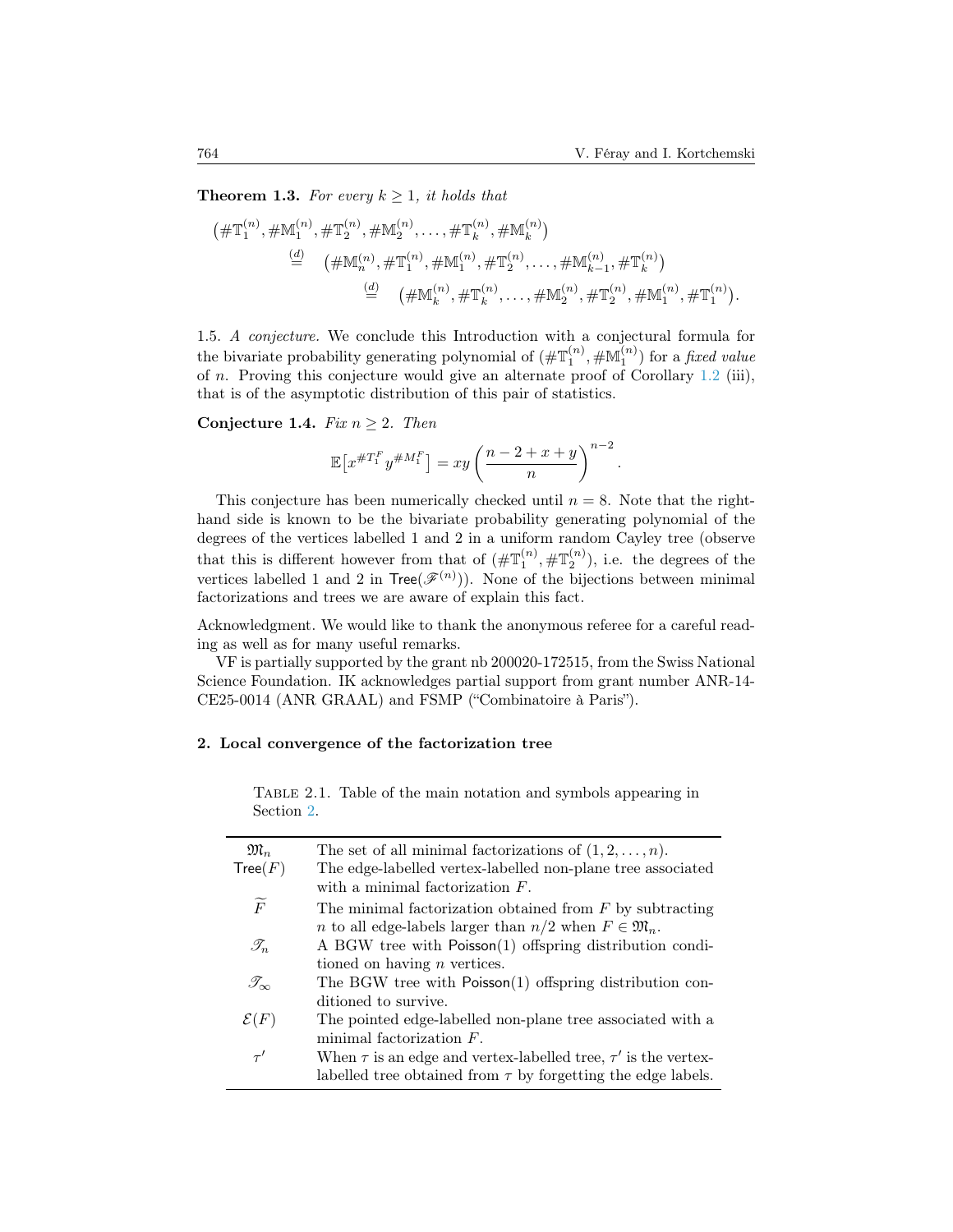**Theorem 1.3.** *For every $k \geq 1$, it holds that*

$$\begin{aligned}
&\left(\#\mathbb{T}_1^{(n)}, \#\mathbb{M}_1^{(n)}, \#\mathbb{T}_2^{(n)}, \#\mathbb{M}_2^{(n)}, \dots, \#\mathbb{T}_k^{(n)}, \#\mathbb{M}_k^{(n)}\right) \\
&\quad \overset{(d)}{=} \quad \left(\#\mathbb{M}_n^{(n)}, \#\mathbb{T}_1^{(n)}, \#\mathbb{M}_1^{(n)}, \#\mathbb{T}_2^{(n)}, \dots, \#\mathbb{M}_{k-1}^{(n)}, \#\mathbb{T}_k^{(n)}\right) \\
&\qquad \overset{(d)}{=} \quad \left(\#\mathbb{M}_k^{(n)}, \#\mathbb{T}_k^{(n)}, \dots, \#\mathbb{M}_2^{(n)}, \#\mathbb{T}_2^{(n)}, \#\mathbb{M}_1^{(n)}, \#\mathbb{T}_1^{(n)}\right).
\end{aligned}$$

1.5. *A conjecture.* We conclude this Introduction with a conjectural formula for the bivariate probability generating polynomial of $(\#\mathbb{T}_1^{(n)}, \#\mathbb{M}_1^{(n)})$ for a *fixed value* of $n$. Proving this conjecture would give an alternate proof of Corollary 1.2 (iii), that is of the asymptotic distribution of this pair of statistics.

**Conjecture 1.4.** *Fix $n \geq 2$. Then*

$$\mathbb{E}\left[x^{\#T_1^F} y^{\#M_1^F}\right] = xy \left(\frac{n-2+x+y}{n}\right)^{n-2}.$$

This conjecture has been numerically checked until $n = 8$. Note that the right-hand side is known to be the bivariate probability generating polynomial of the degrees of the vertices labelled 1 and 2 in a uniform random Cayley tree (observe that this is different however from that of $(\#\mathbb{T}_1^{(n)}, \#\mathbb{T}_2^{(n)})$, i.e. the degrees of the vertices labelled 1 and 2 in $\mathsf{Tree}(\mathscr{F}^{(n)})$). None of the bijections between minimal factorizations and trees we are aware of explain this fact.

Acknowledgment. We would like to thank the anonymous referee for a careful reading as well as for many useful remarks.

VF is partially supported by the grant nb 200020-172515, from the Swiss National Science Foundation. IK acknowledges partial support from grant number ANR-14-CE25-0014 (ANR GRAAL) and FSMP ("Combinatoire à Paris").

## 2. Local convergence of the factorization tree

Table 2.1. Table of the main notation and symbols appearing in Section 2.

| | |
|---|---|
| $\mathfrak{M}_n$ | The set of all minimal factorizations of $(1, 2, \dots, n)$. |
| $\mathsf{Tree}(F)$ | The edge-labelled vertex-labelled non-plane tree associated with a minimal factorization $F$. |
| $\widetilde{F}$ | The minimal factorization obtained from $F$ by subtracting $n$ to all edge-labels larger than $n/2$ when $F \in \mathfrak{M}_n$. |
| $\mathscr{T}_n$ | A BGW tree with $\mathsf{Poisson}(1)$ offspring distribution conditioned on having $n$ vertices. |
| $\mathscr{T}_\infty$ | The BGW tree with $\mathsf{Poisson}(1)$ offspring distribution conditioned to survive. |
| $\mathcal{E}(F)$ | The pointed edge-labelled non-plane tree associated with a minimal factorization $F$. |
| $\tau'$ | When $\tau$ is an edge and vertex-labelled tree, $\tau'$ is the vertex-labelled tree obtained from $\tau$ by forgetting the edge labels. |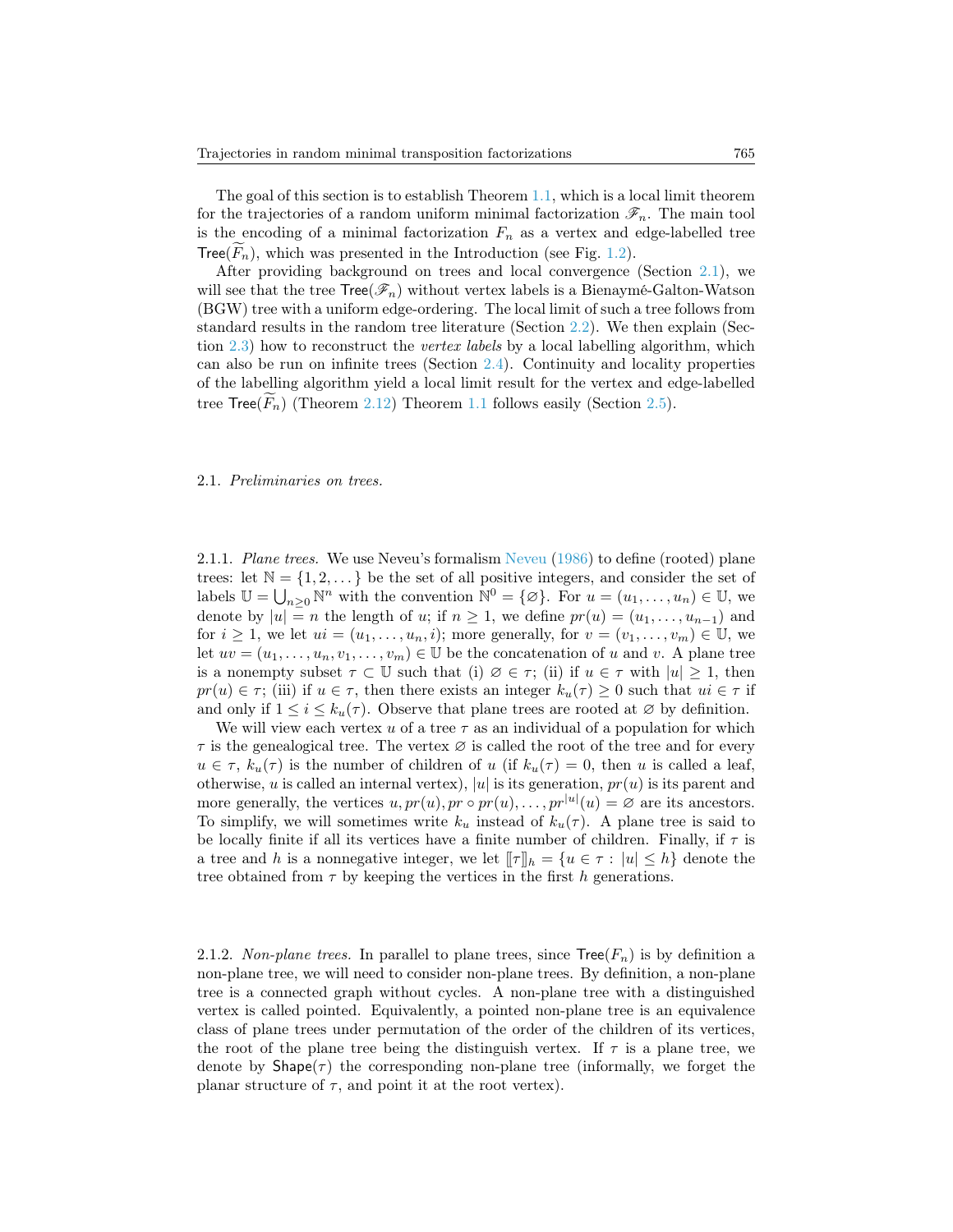The goal of this section is to establish Theorem 1.1, which is a local limit theorem for the trajectories of a random uniform minimal factorization $\mathscr{F}_n$. The main tool is the encoding of a minimal factorization $F_n$ as a vertex and edge-labelled tree $\mathsf{Tree}(\widetilde{F}_n)$, which was presented in the Introduction (see Fig. 1.2).

After providing background on trees and local convergence (Section 2.1), we will see that the tree $\mathsf{Tree}(\mathscr{F}_n)$ without vertex labels is a Bienaymé-Galton-Watson (BGW) tree with a uniform edge-ordering. The local limit of such a tree follows from standard results in the random tree literature (Section 2.2). We then explain (Section 2.3) how to reconstruct the *vertex labels* by a local labelling algorithm, which can also be run on infinite trees (Section 2.4). Continuity and locality properties of the labelling algorithm yield a local limit result for the vertex and edge-labelled tree $\mathsf{Tree}(\widetilde{F}_n)$ (Theorem 2.12) Theorem 1.1 follows easily (Section 2.5).

## 2.1. *Preliminaries on trees.*

### 2.1.1. *Plane trees.*

We use Neveu's formalism Neveu (1986) to define (rooted) plane trees: let $\mathbb{N} = \{1, 2, \dots\}$ be the set of all positive integers, and consider the set of labels $\mathbb{U} = \bigcup_{n \geq 0} \mathbb{N}^n$ with the convention $\mathbb{N}^0 = \{\varnothing\}$. For $u = (u_1, \dots, u_n) \in \mathbb{U}$, we denote by $|u| = n$ the length of $u$; if $n \geq 1$, we define $pr(u) = (u_1, \dots, u_{n-1})$ and for $i \geq 1$, we let $ui = (u_1, \dots, u_n, i)$; more generally, for $v = (v_1, \dots, v_m) \in \mathbb{U}$, we let $uv = (u_1, \dots, u_n, v_1, \dots, v_m) \in \mathbb{U}$ be the concatenation of $u$ and $v$. A plane tree is a nonempty subset $\tau \subset \mathbb{U}$ such that (i) $\varnothing \in \tau$; (ii) if $u \in \tau$ with $|u| \geq 1$, then $pr(u) \in \tau$; (iii) if $u \in \tau$, then there exists an integer $k_u(\tau) \geq 0$ such that $ui \in \tau$ if and only if $1 \leq i \leq k_u(\tau)$. Observe that plane trees are rooted at $\varnothing$ by definition.

We will view each vertex $u$ of a tree $\tau$ as an individual of a population for which $\tau$ is the genealogical tree. The vertex $\varnothing$ is called the root of the tree and for every $u \in \tau$, $k_u(\tau)$ is the number of children of $u$ (if $k_u(\tau) = 0$, then $u$ is called a leaf, otherwise, $u$ is called an internal vertex), $|u|$ is its generation, $pr(u)$ is its parent and more generally, the vertices $u, pr(u), pr \circ pr(u), \dots, pr^{|u|}(u) = \varnothing$ are its ancestors. To simplify, we will sometimes write $k_u$ instead of $k_u(\tau)$. A plane tree is said to be locally finite if all its vertices have a finite number of children. Finally, if $\tau$ is a tree and $h$ is a nonnegative integer, we let $[\![\tau]\!]_h = \{u \in \tau : |u| \leq h\}$ denote the tree obtained from $\tau$ by keeping the vertices in the first $h$ generations.

### 2.1.2. *Non-plane trees.*

In parallel to plane trees, since $\mathsf{Tree}(F_n)$ is by definition a non-plane tree, we will need to consider non-plane trees. By definition, a non-plane tree is a connected graph without cycles. A non-plane tree with a distinguished vertex is called pointed. Equivalently, a pointed non-plane tree is an equivalence class of plane trees under permutation of the order of the children of its vertices, the root of the plane tree being the distinguish vertex. If $\tau$ is a plane tree, we denote by $\mathsf{Shape}(\tau)$ the corresponding non-plane tree (informally, we forget the planar structure of $\tau$, and point it at the root vertex).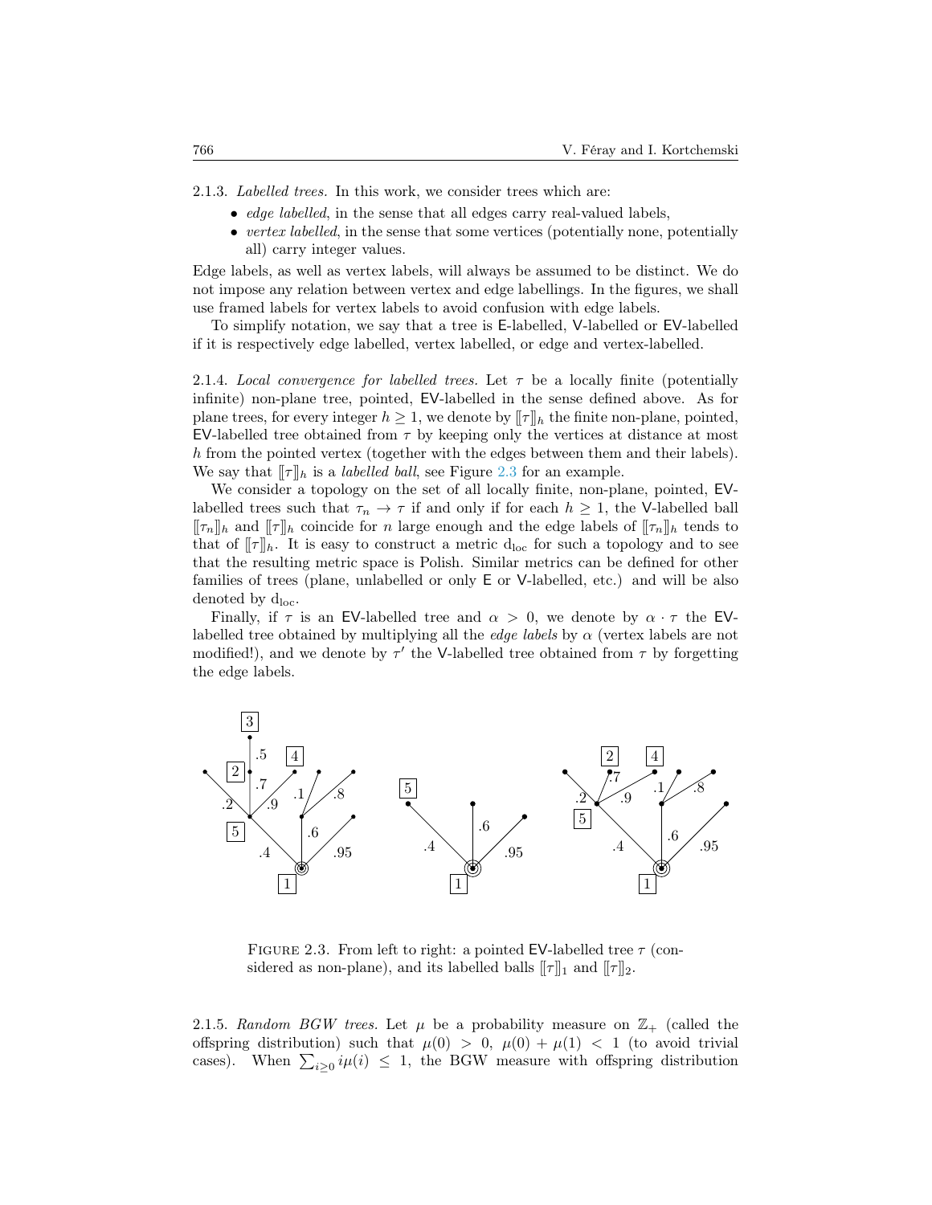2.1.3. *Labelled trees.* In this work, we consider trees which are:

- *edge labelled*, in the sense that all edges carry real-valued labels,
- *vertex labelled*, in the sense that some vertices (potentially none, potentially all) carry integer values.

Edge labels, as well as vertex labels, will always be assumed to be distinct. We do not impose any relation between vertex and edge labellings. In the figures, we shall use framed labels for vertex labels to avoid confusion with edge labels.

To simplify notation, we say that a tree is E-labelled, V-labelled or EV-labelled if it is respectively edge labelled, vertex labelled, or edge and vertex-labelled.

2.1.4. *Local convergence for labelled trees.* Let $\tau$ be a locally finite (potentially infinite) non-plane tree, pointed, EV-labelled in the sense defined above. As for plane trees, for every integer $h \geq 1$, we denote by $[\![\tau]\!]_h$ the finite non-plane, pointed, EV-labelled tree obtained from $\tau$ by keeping only the vertices at distance at most $h$ from the pointed vertex (together with the edges between them and their labels). We say that $[\![\tau]\!]_h$ is a *labelled ball*, see Figure 2.3 for an example.

We consider a topology on the set of all locally finite, non-plane, pointed, EV-labelled trees such that $\tau_n \to \tau$ if and only if for each $h \geq 1$, the V-labelled ball $[\![\tau_n]\!]_h$ and $[\![\tau]\!]_h$ coincide for $n$ large enough and the edge labels of $[\![\tau_n]\!]_h$ tends to that of $[\![\tau]\!]_h$. It is easy to construct a metric $\mathrm{d}_{\mathrm{loc}}$ for such a topology and to see that the resulting metric space is Polish. Similar metrics can be defined for other families of trees (plane, unlabelled or only E or V-labelled, etc.) and will be also denoted by $\mathrm{d}_{\mathrm{loc}}$.

Finally, if $\tau$ is an EV-labelled tree and $\alpha > 0$, we denote by $\alpha \cdot \tau$ the EV-labelled tree obtained by multiplying all the *edge labels* by $\alpha$ (vertex labels are not modified!), and we denote by $\tau'$ the V-labelled tree obtained from $\tau$ by forgetting the edge labels.

FIGURE 2.3. From left to right: a pointed EV-labelled tree $\tau$ (considered as non-plane), and its labelled balls $[\![\tau]\!]_1$ and $[\![\tau]\!]_2$.

2.1.5. *Random BGW trees.* Let $\mu$ be a probability measure on $\mathbb{Z}_+$ (called the offspring distribution) such that $\mu(0) > 0$, $\mu(0) + \mu(1) < 1$ (to avoid trivial cases). When $\sum_{i \geq 0} i\mu(i) \leq 1$, the BGW measure with offspring distribution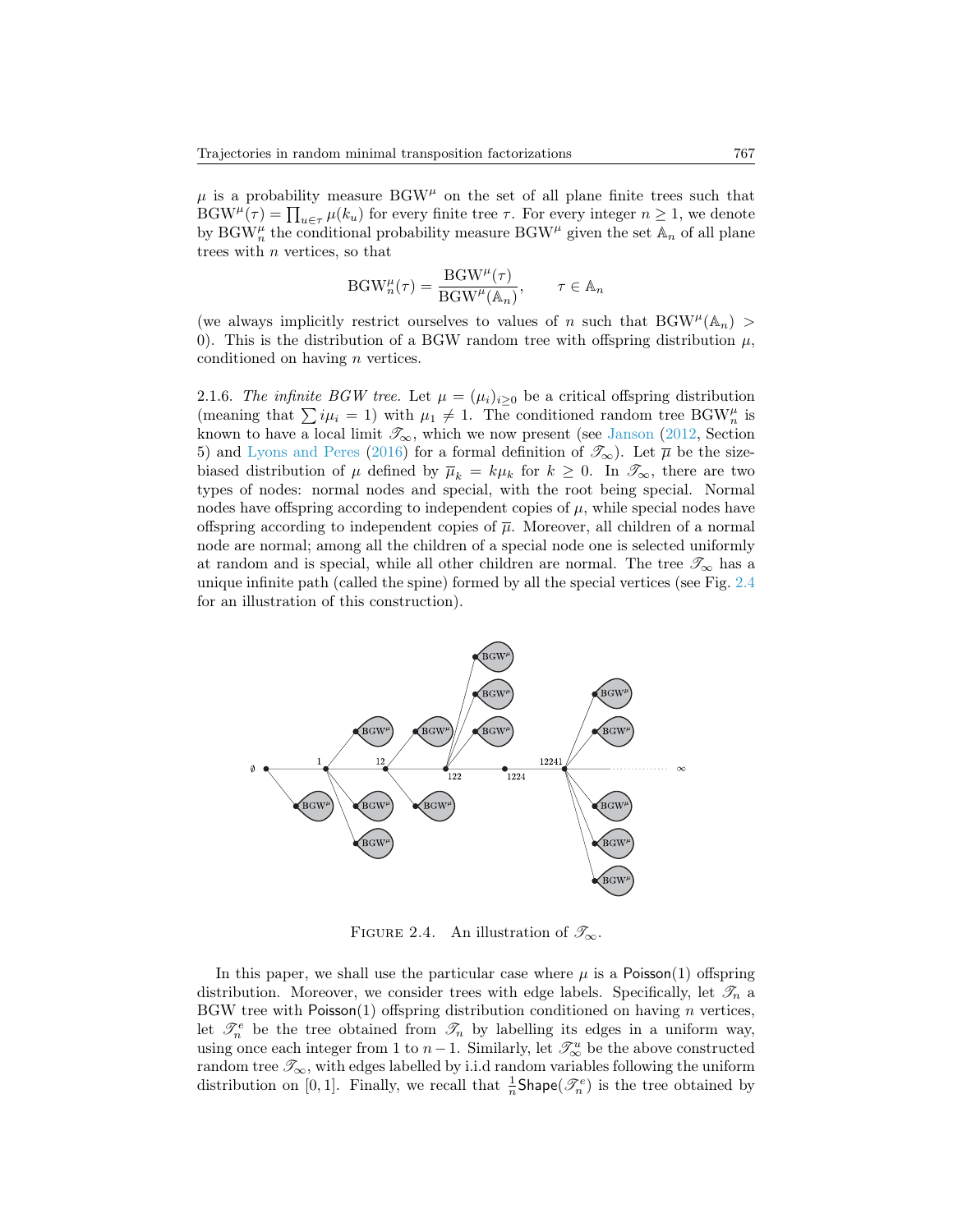$\mu$ is a probability measure $\mathrm{BGW}^\mu$ on the set of all plane finite trees such that $\mathrm{BGW}^\mu(\tau) = \prod_{u\in\tau} \mu(k_u)$ for every finite tree $\tau$. For every integer $n \geq 1$, we denote by $\mathrm{BGW}^\mu_n$ the conditional probability measure $\mathrm{BGW}^\mu$ given the set $\mathbb{A}_n$ of all plane trees with $n$ vertices, so that

$$\mathrm{BGW}^\mu_n(\tau) = \frac{\mathrm{BGW}^\mu(\tau)}{\mathrm{BGW}^\mu(\mathbb{A}_n)}, \qquad \tau \in \mathbb{A}_n$$

(we always implicitly restrict ourselves to values of $n$ such that $\mathrm{BGW}^\mu(\mathbb{A}_n) > 0$). This is the distribution of a BGW random tree with offspring distribution $\mu$, conditioned on having $n$ vertices.

2.1.6. *The infinite BGW tree.* Let $\mu = (\mu_i)_{i\geq 0}$ be a critical offspring distribution (meaning that $\sum i\mu_i = 1$) with $\mu_1 \neq 1$. The conditioned random tree $\mathrm{BGW}^\mu_n$ is known to have a local limit $\mathscr{T}_\infty$, which we now present (see Janson (2012, Section 5) and Lyons and Peres (2016) for a formal definition of $\mathscr{T}_\infty$). Let $\overline{\mu}$ be the size-biased distribution of $\mu$ defined by $\overline{\mu}_k = k\mu_k$ for $k \geq 0$. In $\mathscr{T}_\infty$, there are two types of nodes: normal nodes and special, with the root being special. Normal nodes have offspring according to independent copies of $\mu$, while special nodes have offspring according to independent copies of $\overline{\mu}$. Moreover, all children of a normal node are normal; among all the children of a special node one is selected uniformly at random and is special, while all other children are normal. The tree $\mathscr{T}_\infty$ has a unique infinite path (called the spine) formed by all the special vertices (see Fig. 2.4 for an illustration of this construction).

FIGURE 2.4. An illustration of $\mathscr{T}_\infty$.

In this paper, we shall use the particular case where $\mu$ is a $\mathsf{Poisson}(1)$ offspring distribution. Moreover, we consider trees with edge labels. Specifically, let $\mathscr{T}_n$ a BGW tree with $\mathsf{Poisson}(1)$ offspring distribution conditioned on having $n$ vertices, let $\mathscr{T}^e_n$ be the tree obtained from $\mathscr{T}_n$ by labelling its edges in a uniform way, using once each integer from 1 to $n-1$. Similarly, let $\mathscr{T}^u_\infty$ be the above constructed random tree $\mathscr{T}_\infty$, with edges labelled by i.i.d random variables following the uniform distribution on $[0, 1]$. Finally, we recall that $\frac{1}{n}\mathsf{Shape}(\mathscr{T}^e_n)$ is the tree obtained by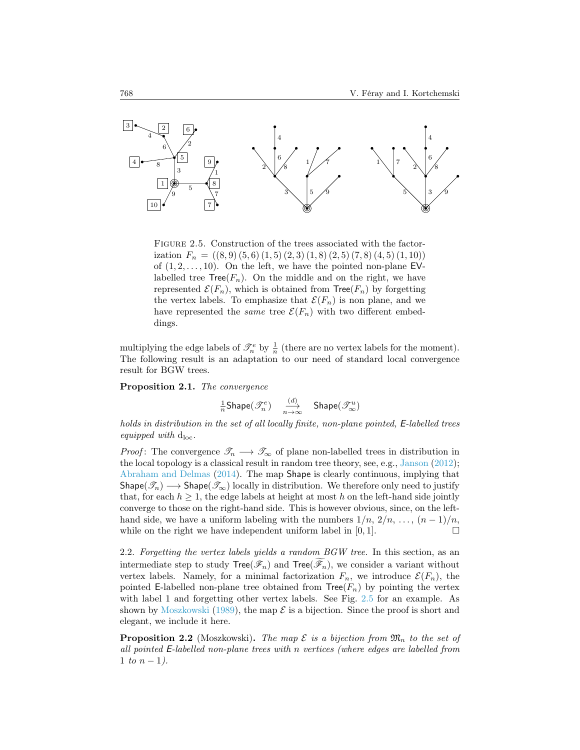FIGURE 2.5. Construction of the trees associated with the factorization $F_n = ((8,9)\,(5,6)\,(1,5)\,(2,3)\,(1,8)\,(2,5)\,(7,8)\,(4,5)\,(1,10))$ of $(1,2,\ldots,10)$. On the left, we have the pointed non-plane EV-labelled tree $\mathsf{Tree}(F_n)$. On the middle and on the right, we have represented $\mathcal{E}(F_n)$, which is obtained from $\mathsf{Tree}(F_n)$ by forgetting the vertex labels. To emphasize that $\mathcal{E}(F_n)$ is non plane, and we have represented the *same* tree $\mathcal{E}(F_n)$ with two different embeddings.

multiplying the edge labels of $\mathscr{T}_n^e$ by $\frac{1}{n}$ (there are no vertex labels for the moment). The following result is an adaptation to our need of standard local convergence result for BGW trees.

**Proposition 2.1.** *The convergence*

$$\tfrac{1}{n}\mathsf{Shape}(\mathscr{T}_n^e) \quad \xrightarrow[n\to\infty]{(d)} \quad \mathsf{Shape}(\mathscr{T}_\infty^u)$$

*holds in distribution in the set of all locally finite, non-plane pointed, E-labelled trees equipped with* $\mathrm{d}_{\mathrm{loc}}$.

*Proof*: The convergence $\mathscr{T}_n \longrightarrow \mathscr{T}_\infty$ of plane non-labelled trees in distribution in the local topology is a classical result in random tree theory, see, e.g., Janson (2012); Abraham and Delmas (2014). The map Shape is clearly continuous, implying that $\mathsf{Shape}(\mathscr{T}_n) \longrightarrow \mathsf{Shape}(\mathscr{T}_\infty)$ locally in distribution. We therefore only need to justify that, for each $h \geq 1$, the edge labels at height at most $h$ on the left-hand side jointly converge to those on the right-hand side. This is however obvious, since, on the left-hand side, we have a uniform labeling with the numbers $1/n,\ 2/n,\ \ldots,\ (n-1)/n$, while on the right we have independent uniform label in $[0,1]$. □

2.2. *Forgetting the vertex labels yields a random BGW tree.* In this section, as an intermediate step to study $\mathsf{Tree}(\mathscr{F}_n)$ and $\mathsf{Tree}(\widetilde{\mathscr{F}_n})$, we consider a variant without vertex labels. Namely, for a minimal factorization $F_n$, we introduce $\mathcal{E}(F_n)$, the pointed E-labelled non-plane tree obtained from $\mathsf{Tree}(F_n)$ by pointing the vertex with label 1 and forgetting other vertex labels. See Fig. 2.5 for an example. As shown by Moszkowski (1989), the map $\mathcal{E}$ is a bijection. Since the proof is short and elegant, we include it here.

**Proposition 2.2** (Moszkowski)**.** *The map $\mathcal{E}$ is a bijection from $\mathfrak{M}_n$ to the set of all pointed E-labelled non-plane trees with $n$ vertices (where edges are labelled from 1 to $n-1$).*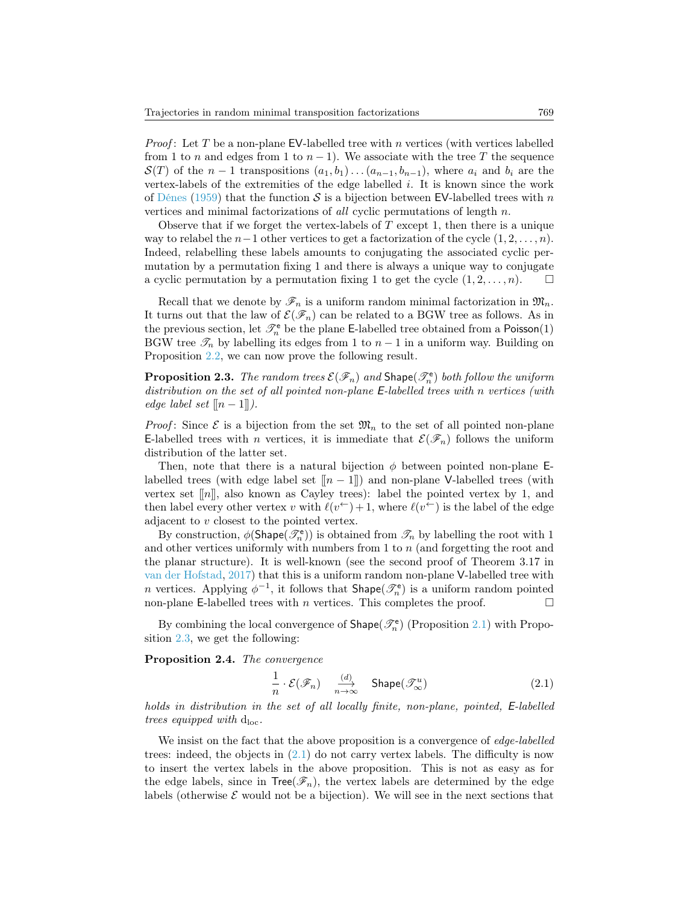*Proof*: Let $T$ be a non-plane $\mathsf{EV}$-labelled tree with $n$ vertices (with vertices labelled from 1 to $n$ and edges from 1 to $n-1$). We associate with the tree $T$ the sequence $\mathcal{S}(T)$ of the $n-1$ transpositions $(a_1, b_1) \dots (a_{n-1}, b_{n-1})$, where $a_i$ and $b_i$ are the vertex-labels of the extremities of the edge labelled $i$. It is known since the work of Dénes (1959) that the function $\mathcal{S}$ is a bijection between $\mathsf{EV}$-labelled trees with $n$ vertices and minimal factorizations of *all* cyclic permutations of length $n$.

Observe that if we forget the vertex-labels of $T$ except 1, then there is a unique way to relabel the $n-1$ other vertices to get a factorization of the cycle $(1, 2, \dots, n)$. Indeed, relabelling these labels amounts to conjugating the associated cyclic permutation by a permutation fixing 1 and there is always a unique way to conjugate a cyclic permutation by a permutation fixing 1 to get the cycle $(1, 2, \dots, n)$. $\square$

Recall that we denote by $\mathscr{F}_n$ is a uniform random minimal factorization in $\mathfrak{M}_n$. It turns out that the law of $\mathcal{E}(\mathscr{F}_n)$ can be related to a BGW tree as follows. As in the previous section, let $\mathscr{T}_n^{\mathsf{e}}$ be the plane $\mathsf{E}$-labelled tree obtained from a $\mathsf{Poisson}(1)$ BGW tree $\mathscr{T}_n$ by labelling its edges from 1 to $n-1$ in a uniform way. Building on Proposition 2.2, we can now prove the following result.

**Proposition 2.3.** *The random trees $\mathcal{E}(\mathscr{F}_n)$ and $\mathsf{Shape}(\mathscr{T}_n^{\mathsf{e}})$ both follow the uniform distribution on the set of all pointed non-plane $\mathsf{E}$-labelled trees with $n$ vertices (with edge label set $[\![n-1]\!]$).*

*Proof*: Since $\mathcal{E}$ is a bijection from the set $\mathfrak{M}_n$ to the set of all pointed non-plane $\mathsf{E}$-labelled trees with $n$ vertices, it is immediate that $\mathcal{E}(\mathscr{F}_n)$ follows the uniform distribution of the latter set.

Then, note that there is a natural bijection $\phi$ between pointed non-plane $\mathsf{E}$-labelled trees (with edge label set $[\![n-1]\!]$) and non-plane $\mathsf{V}$-labelled trees (with vertex set $[\![n]\!]$, also known as Cayley trees): label the pointed vertex by 1, and then label every other vertex $v$ with $\ell(v^{\leftarrow})+1$, where $\ell(v^{\leftarrow})$ is the label of the edge adjacent to $v$ closest to the pointed vertex.

By construction, $\phi(\mathsf{Shape}(\mathscr{T}_n^{\mathsf{e}}))$ is obtained from $\mathscr{T}_n$ by labelling the root with 1 and other vertices uniformly with numbers from 1 to $n$ (and forgetting the root and the planar structure). It is well-known (see the second proof of Theorem 3.17 in van der Hofstad, 2017) that this is a uniform random non-plane $\mathsf{V}$-labelled tree with $n$ vertices. Applying $\phi^{-1}$, it follows that $\mathsf{Shape}(\mathscr{T}_n^{\mathsf{e}})$ is a uniform random pointed non-plane $\mathsf{E}$-labelled trees with $n$ vertices. This completes the proof. $\square$

By combining the local convergence of $\mathsf{Shape}(\mathscr{T}_n^{\mathsf{e}})$ (Proposition 2.1) with Proposition 2.3, we get the following:

**Proposition 2.4.** *The convergence*

$$\frac{1}{n} \cdot \mathcal{E}(\mathscr{F}_n) \quad \xrightarrow[n\to\infty]{(d)} \quad \mathsf{Shape}(\mathscr{T}_\infty^u) \tag{2.1}$$

*holds in distribution in the set of all locally finite, non-plane, pointed, $\mathsf{E}$-labelled trees equipped with $\mathrm{d}_{\mathrm{loc}}$.*

We insist on the fact that the above proposition is a convergence of *edge-labelled* trees: indeed, the objects in (2.1) do not carry vertex labels. The difficulty is now to insert the vertex labels in the above proposition. This is not as easy as for the edge labels, since in $\mathsf{Tree}(\mathscr{F}_n)$, the vertex labels are determined by the edge labels (otherwise $\mathcal{E}$ would not be a bijection). We will see in the next sections that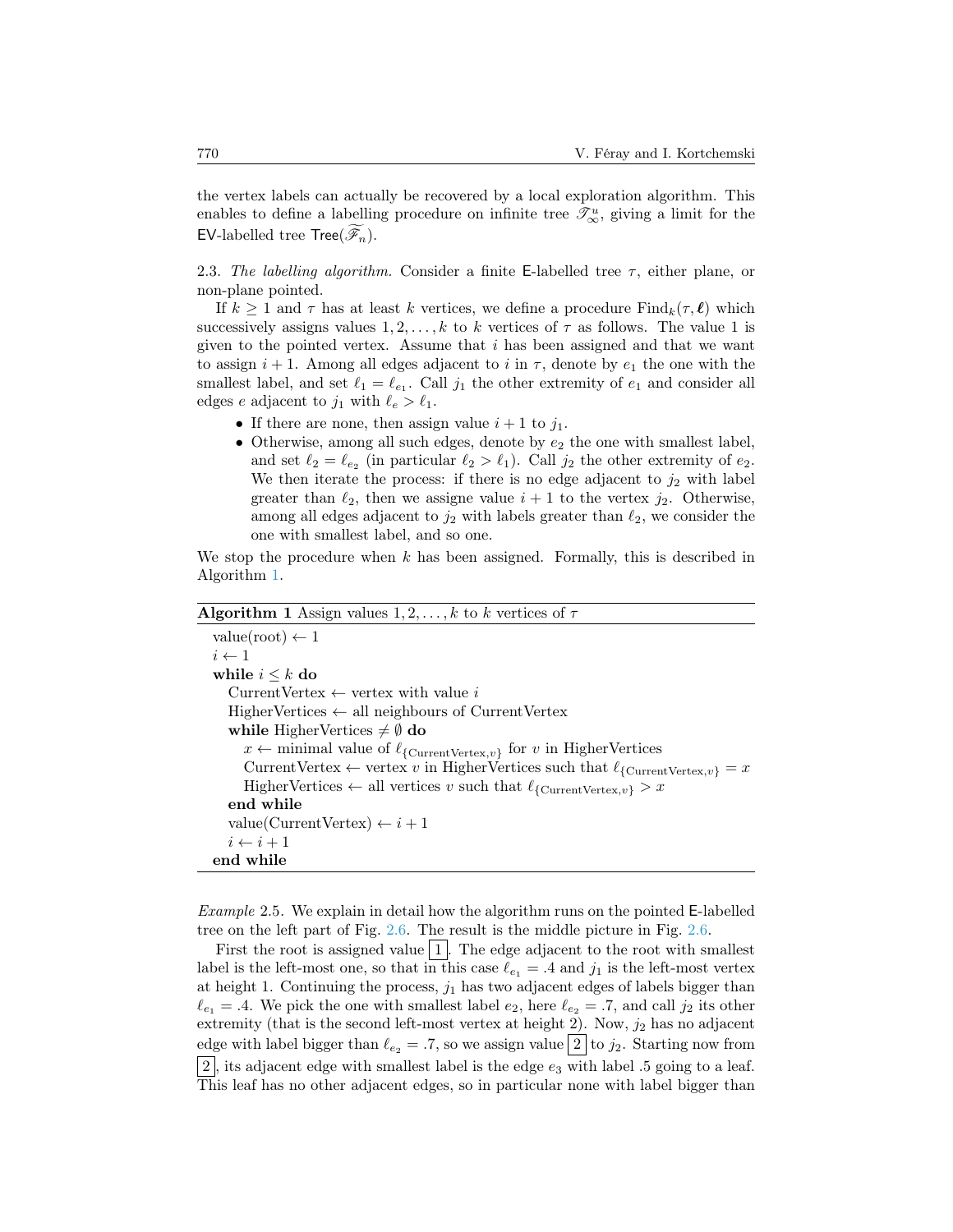the vertex labels can actually be recovered by a local exploration algorithm. This enables to define a labelling procedure on infinite tree $\mathscr{T}^u_\infty$, giving a limit for the $\mathsf{EV}$-labelled tree $\mathsf{Tree}(\widetilde{\mathscr{F}_n})$.

2.3. *The labelling algorithm.* Consider a finite $\mathsf{E}$-labelled tree $\tau$, either plane, or non-plane pointed.

If $k \geq 1$ and $\tau$ has at least $k$ vertices, we define a procedure $\mathrm{Find}_k(\tau, \boldsymbol{\ell})$ which successively assigns values $1, 2, \dots, k$ to $k$ vertices of $\tau$ as follows. The value 1 is given to the pointed vertex. Assume that $i$ has been assigned and that we want to assign $i+1$. Among all edges adjacent to $i$ in $\tau$, denote by $e_1$ the one with the smallest label, and set $\ell_1 = \ell_{e_1}$. Call $j_1$ the other extremity of $e_1$ and consider all edges $e$ adjacent to $j_1$ with $\ell_e > \ell_1$.

- If there are none, then assign value $i+1$ to $j_1$.
- Otherwise, among all such edges, denote by $e_2$ the one with smallest label, and set $\ell_2 = \ell_{e_2}$ (in particular $\ell_2 > \ell_1$). Call $j_2$ the other extremity of $e_2$. We then iterate the process: if there is no edge adjacent to $j_2$ with label greater than $\ell_2$, then we assigne value $i+1$ to the vertex $j_2$. Otherwise, among all edges adjacent to $j_2$ with labels greater than $\ell_2$, we consider the one with smallest label, and so one.

We stop the procedure when $k$ has been assigned. Formally, this is described in Algorithm 1.

**Algorithm 1** Assign values $1, 2, \dots, k$ to $k$ vertices of $\tau$

```
value(root) ← 1
i ← 1
while i ≤ k do
    CurrentVertex ← vertex with value i
    HigherVertices ← all neighbours of CurrentVertex
    while HigherVertices ≠ ∅ do
        x ← minimal value of ℓ_{CurrentVertex,v} for v in HigherVertices
        CurrentVertex ← vertex v in HigherVertices such that ℓ_{CurrentVertex,v} = x
        HigherVertices ← all vertices v such that ℓ_{CurrentVertex,v} > x
    end while
    value(CurrentVertex) ← i + 1
    i ← i + 1
end while
```

*Example* 2.5. We explain in detail how the algorithm runs on the pointed $\mathsf{E}$-labelled tree on the left part of Fig. 2.6. The result is the middle picture in Fig. 2.6.

First the root is assigned value $\boxed{1}$. The edge adjacent to the root with smallest label is the left-most one, so that in this case $\ell_{e_1} = .4$ and $j_1$ is the left-most vertex at height 1. Continuing the process, $j_1$ has two adjacent edges of labels bigger than $\ell_{e_1} = .4$. We pick the one with smallest label $e_2$, here $\ell_{e_2} = .7$, and call $j_2$ its other extremity (that is the second left-most vertex at height 2). Now, $j_2$ has no adjacent edge with label bigger than $\ell_{e_2} = .7$, so we assign value $\boxed{2}$ to $j_2$. Starting now from $\boxed{2}$, its adjacent edge with smallest label is the edge $e_3$ with label .5 going to a leaf. This leaf has no other adjacent edges, so in particular none with label bigger than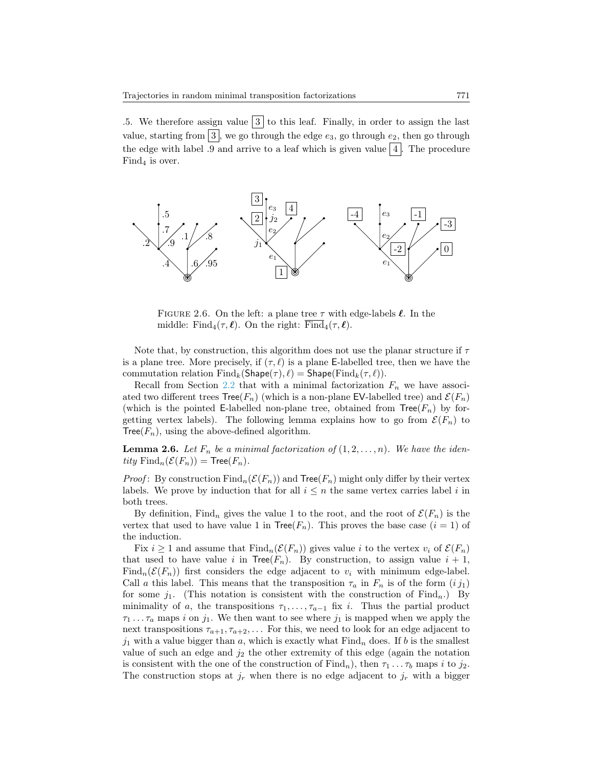.5. We therefore assign value $\boxed{3}$ to this leaf. Finally, in order to assign the last value, starting from $\boxed{3}$, we go through the edge $e_3$, go through $e_2$, then go through the edge with label .9 and arrive to a leaf which is given value $\boxed{4}$. The procedure $\text{Find}_4$ is over.

FIGURE 2.6. On the left: a plane tree $\tau$ with edge-labels $\boldsymbol{\ell}$. In the middle: $\text{Find}_4(\tau, \boldsymbol{\ell})$. On the right: $\overline{\text{Find}}_4(\tau, \boldsymbol{\ell})$.

Note that, by construction, this algorithm does not use the planar structure if $\tau$ is a plane tree. More precisely, if $(\tau, \ell)$ is a plane $\mathsf{E}$-labelled tree, then we have the commutation relation $\text{Find}_k(\mathsf{Shape}(\tau), \ell) = \mathsf{Shape}(\text{Find}_k(\tau, \ell))$.

Recall from Section 2.2 that with a minimal factorization $F_n$ we have associated two different trees $\mathsf{Tree}(F_n)$ (which is a non-plane $\mathsf{EV}$-labelled tree) and $\mathcal{E}(F_n)$ (which is the pointed $\mathsf{E}$-labelled non-plane tree, obtained from $\mathsf{Tree}(F_n)$ by forgetting vertex labels). The following lemma explains how to go from $\mathcal{E}(F_n)$ to $\mathsf{Tree}(F_n)$, using the above-defined algorithm.

**Lemma 2.6.** *Let $F_n$ be a minimal factorization of $(1, 2, \ldots, n)$. We have the identity $\text{Find}_n(\mathcal{E}(F_n)) = \mathsf{Tree}(F_n)$.*

*Proof*: By construction $\text{Find}_n(\mathcal{E}(F_n))$ and $\mathsf{Tree}(F_n)$ might only differ by their vertex labels. We prove by induction that for all $i \leq n$ the same vertex carries label $i$ in both trees.

By definition, $\text{Find}_n$ gives the value 1 to the root, and the root of $\mathcal{E}(F_n)$ is the vertex that used to have value 1 in $\mathsf{Tree}(F_n)$. This proves the base case ($i = 1$) of the induction.

Fix $i \geq 1$ and assume that $\text{Find}_n(\mathcal{E}(F_n))$ gives value $i$ to the vertex $v_i$ of $\mathcal{E}(F_n)$ that used to have value $i$ in $\mathsf{Tree}(F_n)$. By construction, to assign value $i+1$, $\text{Find}_n(\mathcal{E}(F_n))$ first considers the edge adjacent to $v_i$ with minimum edge-label. Call $a$ this label. This means that the transposition $\tau_a$ in $F_n$ is of the form $(i\, j_1)$ for some $j_1$. (This notation is consistent with the construction of $\text{Find}_n$.) By minimality of $a$, the transpositions $\tau_1, \ldots, \tau_{a-1}$ fix $i$. Thus the partial product $\tau_1 \ldots \tau_a$ maps $i$ on $j_1$. We then want to see where $j_1$ is mapped when we apply the next transpositions $\tau_{a+1}, \tau_{a+2}, \ldots$ For this, we need to look for an edge adjacent to $j_1$ with a value bigger than $a$, which is exactly what $\text{Find}_n$ does. If $b$ is the smallest value of such an edge and $j_2$ the other extremity of this edge (again the notation is consistent with the one of the construction of $\text{Find}_n$), then $\tau_1 \ldots \tau_b$ maps $i$ to $j_2$. The construction stops at $j_r$ when there is no edge adjacent to $j_r$ with a bigger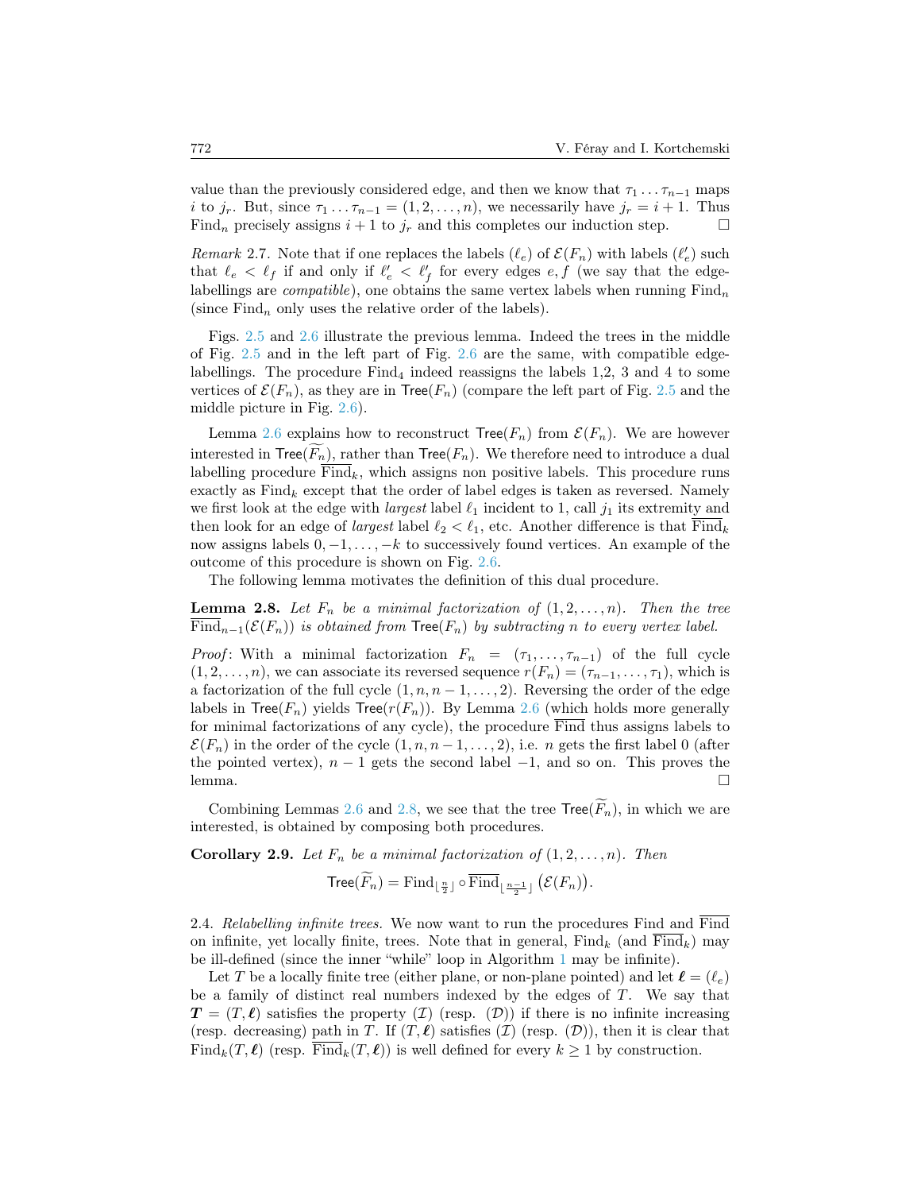value than the previously considered edge, and then we know that $\tau_1 \dots \tau_{n-1}$ maps $i$ to $j_r$. But, since $\tau_1 \dots \tau_{n-1} = (1, 2, \dots, n)$, we necessarily have $j_r = i+1$. Thus $\mathrm{Find}_n$ precisely assigns $i+1$ to $j_r$ and this completes our induction step. □

*Remark* 2.7. Note that if one replaces the labels $(\ell_e)$ of $\mathcal{E}(F_n)$ with labels $(\ell'_e)$ such that $\ell_e < \ell_f$ if and only if $\ell'_e < \ell'_f$ for every edges $e, f$ (we say that the edge-labellings are *compatible*), one obtains the same vertex labels when running $\mathrm{Find}_n$ (since $\mathrm{Find}_n$ only uses the relative order of the labels).

Figs. 2.5 and 2.6 illustrate the previous lemma. Indeed the trees in the middle of Fig. 2.5 and in the left part of Fig. 2.6 are the same, with compatible edge-labellings. The procedure $\mathrm{Find}_4$ indeed reassigns the labels 1,2, 3 and 4 to some vertices of $\mathcal{E}(F_n)$, as they are in $\mathsf{Tree}(F_n)$ (compare the left part of Fig. 2.5 and the middle picture in Fig. 2.6).

Lemma 2.6 explains how to reconstruct $\mathsf{Tree}(F_n)$ from $\mathcal{E}(F_n)$. We are however interested in $\mathsf{Tree}(\widetilde{F_n})$, rather than $\mathsf{Tree}(F_n)$. We therefore need to introduce a dual labelling procedure $\overline{\mathrm{Find}}_k$, which assigns non positive labels. This procedure runs exactly as $\mathrm{Find}_k$ except that the order of label edges is taken as reversed. Namely we first look at the edge with *largest* label $\ell_1$ incident to 1, call $j_1$ its extremity and then look for an edge of *largest* label $\ell_2 < \ell_1$, etc. Another difference is that $\overline{\mathrm{Find}}_k$ now assigns labels $0, -1, \dots, -k$ to successively found vertices. An example of the outcome of this procedure is shown on Fig. 2.6.

The following lemma motivates the definition of this dual procedure.

**Lemma 2.8.** *Let $F_n$ be a minimal factorization of $(1, 2, \dots, n)$. Then the tree $\overline{\mathrm{Find}}_{n-1}(\mathcal{E}(F_n))$ is obtained from $\mathsf{Tree}(F_n)$ by subtracting $n$ to every vertex label.*

*Proof*: With a minimal factorization $F_n = (\tau_1, \dots, \tau_{n-1})$ of the full cycle $(1, 2, \dots, n)$, we can associate its reversed sequence $r(F_n) = (\tau_{n-1}, \dots, \tau_1)$, which is a factorization of the full cycle $(1, n, n-1, \dots, 2)$. Reversing the order of the edge labels in $\mathsf{Tree}(F_n)$ yields $\mathsf{Tree}(r(F_n))$. By Lemma 2.6 (which holds more generally for minimal factorizations of any cycle), the procedure $\overline{\mathrm{Find}}$ thus assigns labels to $\mathcal{E}(F_n)$ in the order of the cycle $(1, n, n-1, \dots, 2)$, i.e. $n$ gets the first label 0 (after the pointed vertex), $n-1$ gets the second label $-1$, and so on. This proves the lemma. □

Combining Lemmas 2.6 and 2.8, we see that the tree $\mathsf{Tree}(\widetilde{F_n})$, in which we are interested, is obtained by composing both procedures.

**Corollary 2.9.** *Let $F_n$ be a minimal factorization of $(1, 2, \dots, n)$. Then*

$$\mathsf{Tree}(\widetilde{F_n}) = \mathrm{Find}_{\lfloor \frac{n}{2} \rfloor} \circ \overline{\mathrm{Find}}_{\lfloor \frac{n-1}{2} \rfloor} \left(\mathcal{E}(F_n)\right).$$

2.4. *Relabelling infinite trees.* We now want to run the procedures Find and $\overline{\mathrm{Find}}$ on infinite, yet locally finite, trees. Note that in general, $\mathrm{Find}_k$ (and $\overline{\mathrm{Find}}_k$) may be ill-defined (since the inner "while" loop in Algorithm 1 may be infinite).

Let $T$ be a locally finite tree (either plane, or non-plane pointed) and let $\boldsymbol{\ell} = (\ell_e)$ be a family of distinct real numbers indexed by the edges of $T$. We say that $\boldsymbol{T} = (T, \boldsymbol{\ell})$ satisfies the property $(\mathcal{I})$ (resp. $(\mathcal{D})$) if there is no infinite increasing (resp. decreasing) path in $T$. If $(T, \boldsymbol{\ell})$ satisfies $(\mathcal{I})$ (resp. $(\mathcal{D})$), then it is clear that $\mathrm{Find}_k(T, \boldsymbol{\ell})$ (resp. $\overline{\mathrm{Find}}_k(T, \boldsymbol{\ell})$) is well defined for every $k \geq 1$ by construction.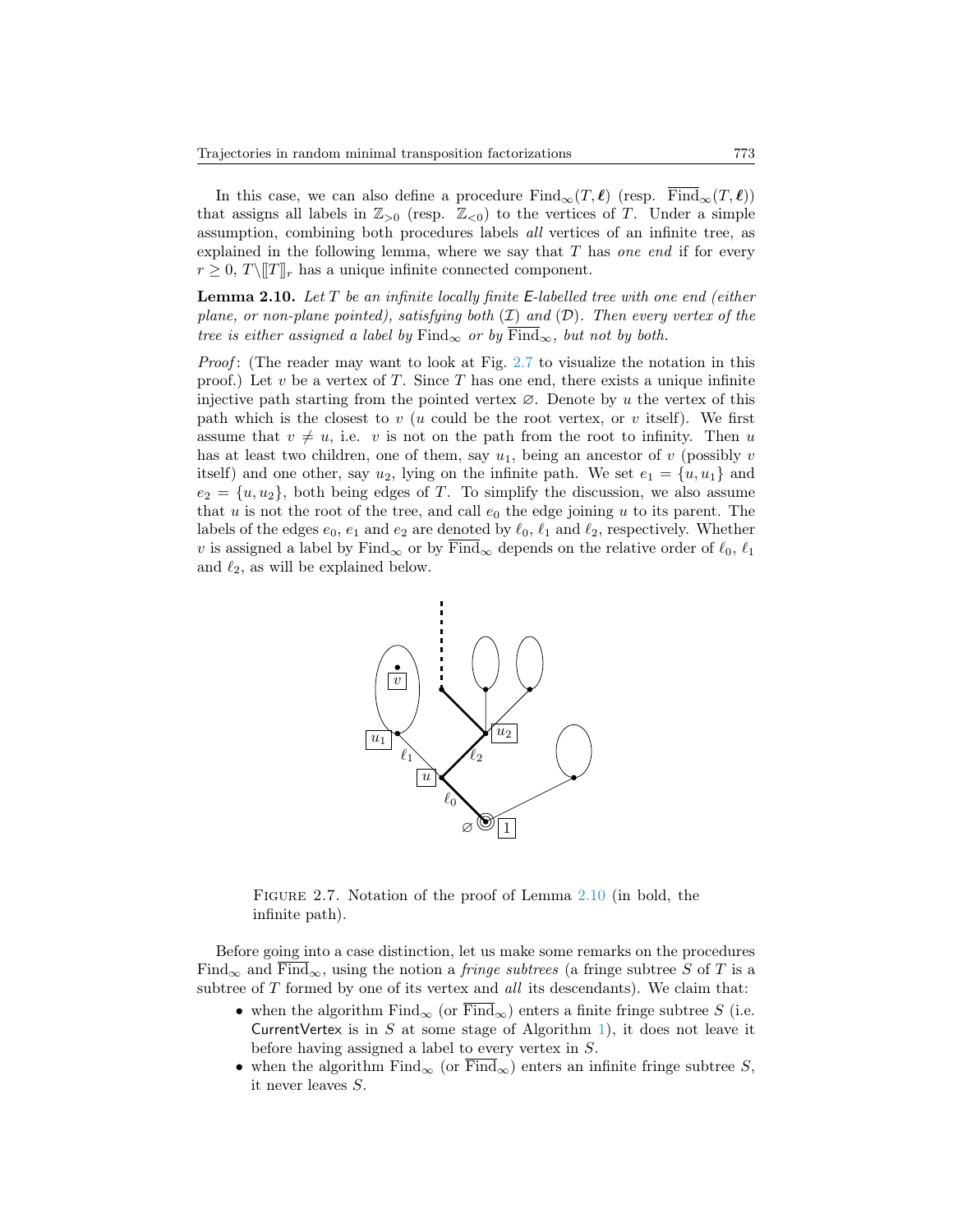In this case, we can also define a procedure $\mathrm{Find}_\infty(T, \boldsymbol{\ell})$ (resp. $\overline{\mathrm{Find}}_\infty(T, \boldsymbol{\ell})$) that assigns all labels in $\mathbb{Z}_{>0}$ (resp. $\mathbb{Z}_{<0}$) to the vertices of $T$. Under a simple assumption, combining both procedures labels *all* vertices of an infinite tree, as explained in the following lemma, where we say that $T$ has *one end* if for every $r \geq 0$, $T \backslash [\![T]\!]_r$ has a unique infinite connected component.

**Lemma 2.10.** *Let $T$ be an infinite locally finite* E*-labelled tree with one end (either plane, or non-plane pointed), satisfying both* $(\mathcal{I})$ *and* $(\mathcal{D})$*. Then every vertex of the tree is either assigned a label by* $\mathrm{Find}_\infty$ *or by* $\overline{\mathrm{Find}}_\infty$*, but not by both.*

*Proof*: (The reader may want to look at Fig. 2.7 to visualize the notation in this proof.) Let $v$ be a vertex of $T$. Since $T$ has one end, there exists a unique infinite injective path starting from the pointed vertex $\varnothing$. Denote by $u$ the vertex of this path which is the closest to $v$ ($u$ could be the root vertex, or $v$ itself). We first assume that $v \neq u$, i.e. $v$ is not on the path from the root to infinity. Then $u$ has at least two children, one of them, say $u_1$, being an ancestor of $v$ (possibly $v$ itself) and one other, say $u_2$, lying on the infinite path. We set $e_1 = \{u, u_1\}$ and $e_2 = \{u, u_2\}$, both being edges of $T$. To simplify the discussion, we also assume that $u$ is not the root of the tree, and call $e_0$ the edge joining $u$ to its parent. The labels of the edges $e_0$, $e_1$ and $e_2$ are denoted by $\ell_0$, $\ell_1$ and $\ell_2$, respectively. Whether $v$ is assigned a label by $\mathrm{Find}_\infty$ or by $\overline{\mathrm{Find}}_\infty$ depends on the relative order of $\ell_0$, $\ell_1$ and $\ell_2$, as will be explained below.

Figure 2.7. Notation of the proof of Lemma 2.10 (in bold, the infinite path).

Before going into a case distinction, let us make some remarks on the procedures $\mathrm{Find}_\infty$ and $\overline{\mathrm{Find}}_\infty$, using the notion a *fringe subtrees* (a fringe subtree $S$ of $T$ is a subtree of $T$ formed by one of its vertex and *all* its descendants). We claim that:

- when the algorithm $\mathrm{Find}_\infty$ (or $\overline{\mathrm{Find}}_\infty$) enters a finite fringe subtree $S$ (i.e. CurrentVertex is in $S$ at some stage of Algorithm 1), it does not leave it before having assigned a label to every vertex in $S$.
- when the algorithm $\mathrm{Find}_\infty$ (or $\overline{\mathrm{Find}}_\infty$) enters an infinite fringe subtree $S$, it never leaves $S$.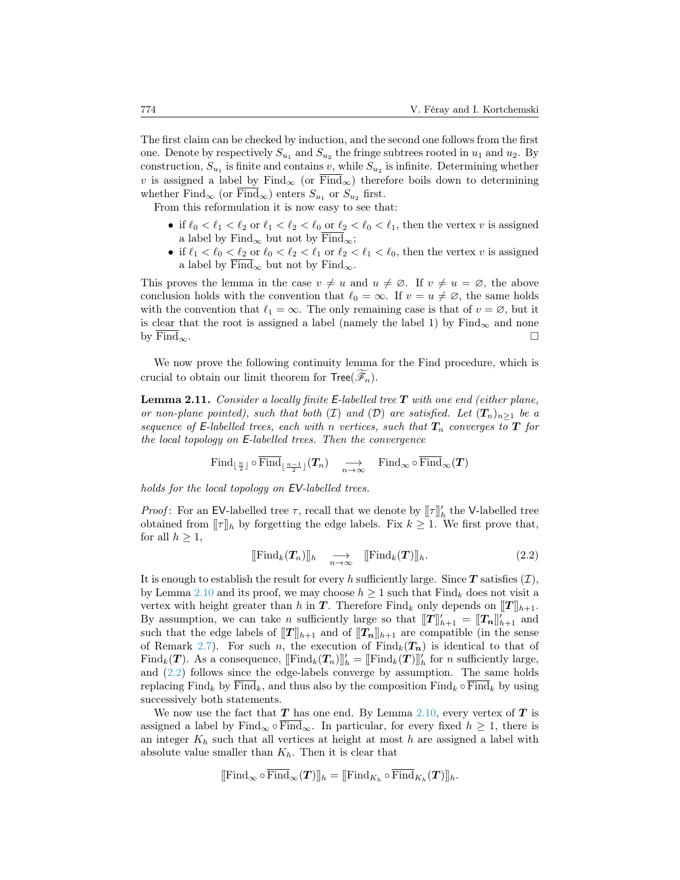The first claim can be checked by induction, and the second one follows from the first one. Denote by respectively $S_{u_1}$ and $S_{u_2}$ the fringe subtrees rooted in $u_1$ and $u_2$. By construction, $S_{u_1}$ is finite and contains $v$, while $S_{u_2}$ is infinite. Determining whether $v$ is assigned a label by $\mathrm{Find}_\infty$ (or $\overline{\mathrm{Find}}_\infty$) therefore boils down to determining whether $\mathrm{Find}_\infty$ (or $\overline{\mathrm{Find}}_\infty$) enters $S_{u_1}$ or $S_{u_2}$ first.

From this reformulation it is now easy to see that:

- if $\ell_0 < \ell_1 < \ell_2$ or $\ell_1 < \ell_2 < \ell_0$ or $\ell_2 < \ell_0 < \ell_1$, then the vertex $v$ is assigned a label by $\mathrm{Find}_\infty$ but not by $\overline{\mathrm{Find}}_\infty$;
- if $\ell_1 < \ell_0 < \ell_2$ or $\ell_0 < \ell_2 < \ell_1$ or $\ell_2 < \ell_1 < \ell_0$, then the vertex $v$ is assigned a label by $\overline{\mathrm{Find}}_\infty$ but not by $\mathrm{Find}_\infty$.

This proves the lemma in the case $v \neq u$ and $u \neq \varnothing$. If $v \neq u = \varnothing$, the above conclusion holds with the convention that $\ell_0 = \infty$. If $v = u \neq \varnothing$, the same holds with the convention that $\ell_1 = \infty$. The only remaining case is that of $v = \varnothing$, but it is clear that the root is assigned a label (namely the label 1) by $\mathrm{Find}_\infty$ and none by $\overline{\mathrm{Find}}_\infty$. □

We now prove the following continuity lemma for the Find procedure, which is crucial to obtain our limit theorem for $\mathsf{Tree}(\widetilde{\mathscr{F}_n})$.

**Lemma 2.11.** *Consider a locally finite* $\mathsf{E}$*-labelled tree* $\boldsymbol{T}$ *with one end (either plane, or non-plane pointed), such that both* $(\mathcal{I})$ *and* $(\mathcal{D})$ *are satisfied. Let* $(\boldsymbol{T}_n)_{n\geq 1}$ *be a sequence of* $\mathsf{E}$*-labelled trees, each with* $n$ *vertices, such that* $\boldsymbol{T}_n$ *converges to* $\boldsymbol{T}$ *for the local topology on* $\mathsf{E}$*-labelled trees. Then the convergence*

$$\mathrm{Find}_{\lfloor \frac{n}{2} \rfloor} \circ \overline{\mathrm{Find}}_{\lfloor \frac{n-1}{2} \rfloor}(\boldsymbol{T}_n) \quad \underset{n\to\infty}{\longrightarrow} \quad \mathrm{Find}_\infty \circ \overline{\mathrm{Find}}_\infty(\boldsymbol{T})$$

*holds for the local topology on* $\mathsf{EV}$*-labelled trees.*

*Proof*: For an $\mathsf{EV}$-labelled tree $\tau$, recall that we denote by $[\![\tau]\!]'_h$ the $\mathsf{V}$-labelled tree obtained from $[\![\tau]\!]_h$ by forgetting the edge labels. Fix $k \geq 1$. We first prove that, for all $h \geq 1$,

$$[\![\mathrm{Find}_k(\boldsymbol{T}_n)]\!]_h \quad \underset{n\to\infty}{\longrightarrow} \quad [\![\mathrm{Find}_k(\boldsymbol{T})]\!]_h. \tag{2.2}$$

It is enough to establish the result for every $h$ sufficiently large. Since $\boldsymbol{T}$ satisfies $(\mathcal{I})$, by Lemma 2.10 and its proof, we may choose $h \geq 1$ such that $\mathrm{Find}_k$ does not visit a vertex with height greater than $h$ in $\boldsymbol{T}$. Therefore $\mathrm{Find}_k$ only depends on $[\![\boldsymbol{T}]\!]_{h+1}$. By assumption, we can take $n$ sufficiently large so that $[\![\boldsymbol{T}]\!]'_{h+1} = [\![\boldsymbol{T_n}]\!]'_{h+1}$ and such that the edge labels of $[\![\boldsymbol{T}]\!]_{h+1}$ and of $[\![\boldsymbol{T_n}]\!]_{h+1}$ are compatible (in the sense of Remark 2.7). For such $n$, the execution of $\mathrm{Find}_k(\boldsymbol{T_n})$ is identical to that of $\mathrm{Find}_k(\boldsymbol{T})$. As a consequence, $[\![\mathrm{Find}_k(\boldsymbol{T}_n)]\!]'_h = [\![\mathrm{Find}_k(\boldsymbol{T})]\!]'_h$ for $n$ sufficiently large, and (2.2) follows since the edge-labels converge by assumption. The same holds replacing $\mathrm{Find}_k$ by $\overline{\mathrm{Find}}_k$, and thus also by the composition $\mathrm{Find}_k \circ \overline{\mathrm{Find}}_k$ by using successively both statements.

We now use the fact that $\boldsymbol{T}$ has one end. By Lemma 2.10, every vertex of $\boldsymbol{T}$ is assigned a label by $\mathrm{Find}_\infty \circ \overline{\mathrm{Find}}_\infty$. In particular, for every fixed $h \geq 1$, there is an integer $K_h$ such that all vertices at height at most $h$ are assigned a label with absolute value smaller than $K_h$. Then it is clear that

$$[\![\mathrm{Find}_\infty \circ \overline{\mathrm{Find}}_\infty(\boldsymbol{T})]\!]_h = [\![\mathrm{Find}_{K_h} \circ \overline{\mathrm{Find}}_{K_h}(\boldsymbol{T})]\!]_h.$$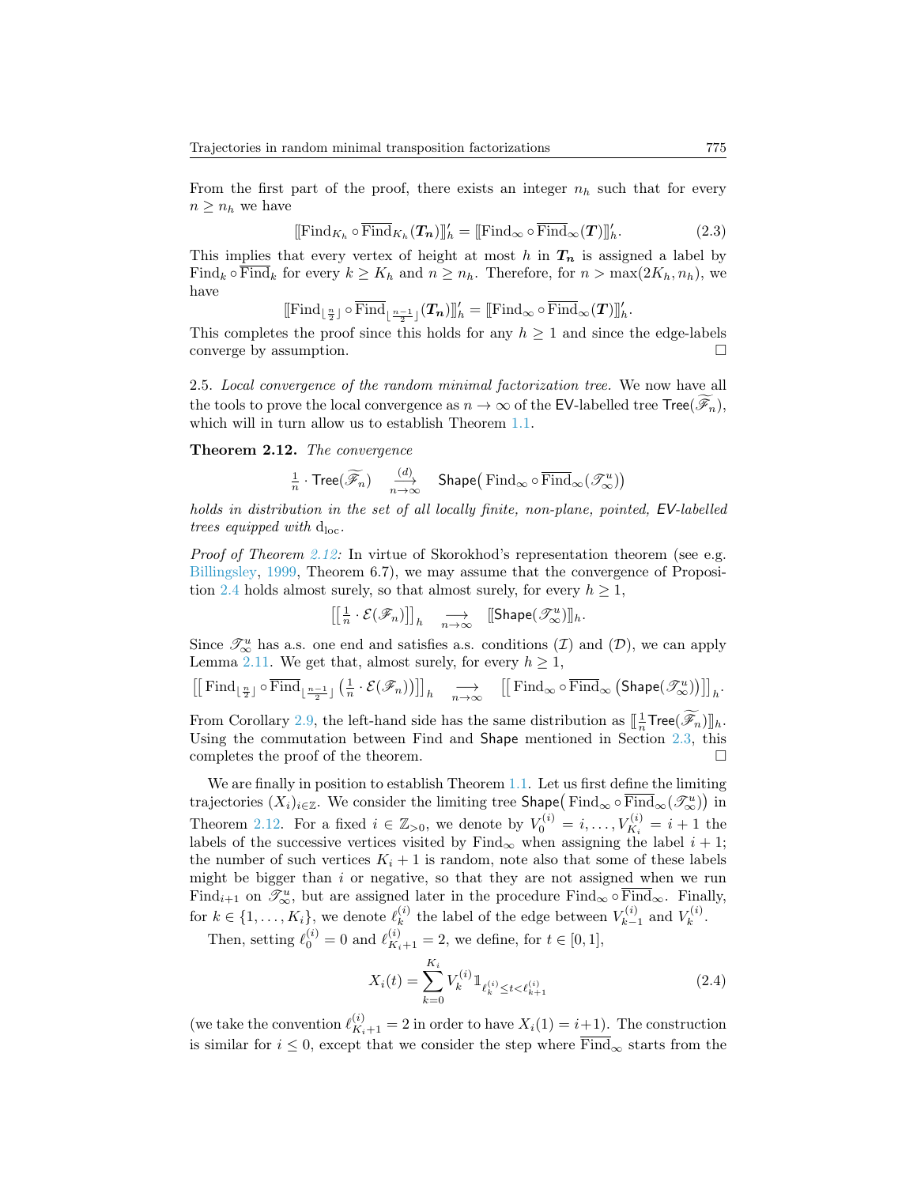From the first part of the proof, there exists an integer $n_h$ such that for every $n \geq n_h$ we have

$$[\![\mathrm{Find}_{K_h} \circ \overline{\mathrm{Find}}_{K_h}(\boldsymbol{T_n})]\!]'_h = [\![\mathrm{Find}_\infty \circ \overline{\mathrm{Find}}_\infty(\boldsymbol{T})]\!]'_h. \tag{2.3}$$

This implies that every vertex of height at most $h$ in $\boldsymbol{T_n}$ is assigned a label by $\mathrm{Find}_k \circ \overline{\mathrm{Find}}_k$ for every $k \geq K_h$ and $n \geq n_h$. Therefore, for $n > \max(2K_h, n_h)$, we have

$$[\![\mathrm{Find}_{\lfloor \frac{n}{2} \rfloor} \circ \overline{\mathrm{Find}}_{\lfloor \frac{n-1}{2} \rfloor}(\boldsymbol{T_n})]\!]'_h = [\![\mathrm{Find}_\infty \circ \overline{\mathrm{Find}}_\infty(\boldsymbol{T})]\!]'_h.$$

This completes the proof since this holds for any $h \geq 1$ and since the edge-labels converge by assumption. □

2.5. *Local convergence of the random minimal factorization tree.* We now have all the tools to prove the local convergence as $n \to \infty$ of the $\mathsf{EV}$-labelled tree $\mathsf{Tree}(\widetilde{\mathscr{F}}_n)$, which will in turn allow us to establish Theorem 1.1.

**Theorem 2.12.** *The convergence*

$$\tfrac{1}{n} \cdot \mathsf{Tree}(\widetilde{\mathscr{F}}_n) \quad \xrightarrow[n\to\infty]{(d)} \quad \mathsf{Shape}\big(\,\mathrm{Find}_\infty \circ \overline{\mathrm{Find}}_\infty(\mathscr{T}^u_\infty)\big)$$

*holds in distribution in the set of all locally finite, non-plane, pointed, $\mathsf{EV}$-labelled trees equipped with* $\mathrm{d}_{\mathrm{loc}}$.

*Proof of Theorem 2.12:* In virtue of Skorokhod's representation theorem (see e.g. Billingsley, 1999, Theorem 6.7), we may assume that the convergence of Proposition 2.4 holds almost surely, so that almost surely, for every $h \geq 1$,

$$\Big[\!\Big[\tfrac{1}{n} \cdot \mathcal{E}(\mathscr{F}_n)\Big]\!\Big]_h \quad \underset{n\to\infty}{\longrightarrow} \quad [\![\mathsf{Shape}(\mathscr{T}^u_\infty)]\!]_h.$$

Since $\mathscr{T}^u_\infty$ has a.s. one end and satisfies a.s. conditions $(\mathcal{I})$ and $(\mathcal{D})$, we can apply Lemma 2.11. We get that, almost surely, for every $h \geq 1$,

$$\Big[\!\Big[\,\mathrm{Find}_{\lfloor \frac{n}{2} \rfloor} \circ \overline{\mathrm{Find}}_{\lfloor \frac{n-1}{2} \rfloor}\left(\tfrac{1}{n} \cdot \mathcal{E}(\mathscr{F}_n)\right)\Big]\!\Big]_h \quad \underset{n\to\infty}{\longrightarrow} \quad \Big[\!\Big[\,\mathrm{Find}_\infty \circ \overline{\mathrm{Find}}_\infty\left(\mathsf{Shape}(\mathscr{T}^u_\infty)\right)\Big]\!\Big]_h.$$

From Corollary 2.9, the left-hand side has the same distribution as $[\![\frac{1}{n}\mathsf{Tree}(\widetilde{\mathscr{F}}_n)]\!]_h$. Using the commutation between Find and $\mathsf{Shape}$ mentioned in Section 2.3, this completes the proof of the theorem. □

We are finally in position to establish Theorem 1.1. Let us first define the limiting trajectories $(X_i)_{i\in\mathbb{Z}}$. We consider the limiting tree $\mathsf{Shape}\big(\,\mathrm{Find}_\infty \circ \overline{\mathrm{Find}}_\infty(\mathscr{T}^u_\infty)\big)$ in Theorem 2.12. For a fixed $i \in \mathbb{Z}_{>0}$, we denote by $V^{(i)}_0 = i, \ldots, V^{(i)}_{K_i} = i+1$ the labels of the successive vertices visited by $\mathrm{Find}_\infty$ when assigning the label $i+1$; the number of such vertices $K_i + 1$ is random, note also that some of these labels might be bigger than $i$ or negative, so that they are not assigned when we run $\mathrm{Find}_{i+1}$ on $\mathscr{T}^u_\infty$, but are assigned later in the procedure $\mathrm{Find}_\infty \circ \overline{\mathrm{Find}}_\infty$. Finally, for $k \in \{1, \ldots, K_i\}$, we denote $\ell^{(i)}_k$ the label of the edge between $V^{(i)}_{k-1}$ and $V^{(i)}_k$.

Then, setting $\ell^{(i)}_0 = 0$ and $\ell^{(i)}_{K_i+1} = 2$, we define, for $t \in [0,1]$,

$$X_i(t) = \sum_{k=0}^{K_i} V^{(i)}_k \mathbb{1}_{\ell^{(i)}_k \leq t < \ell^{(i)}_{k+1}} \tag{2.4}$$

(we take the convention $\ell^{(i)}_{K_i+1} = 2$ in order to have $X_i(1) = i+1$). The construction is similar for $i \leq 0$, except that we consider the step where $\overline{\mathrm{Find}}_\infty$ starts from the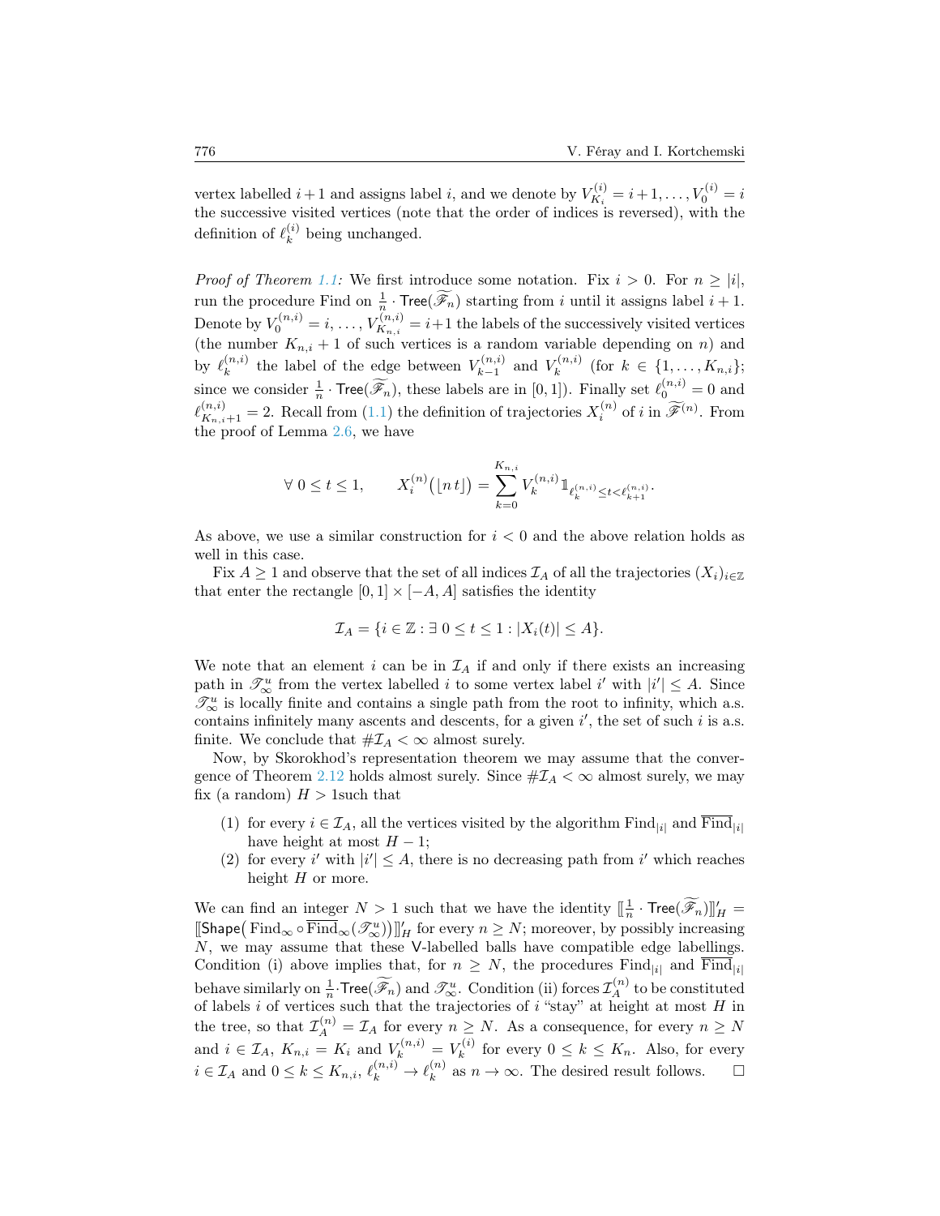vertex labelled $i+1$ and assigns label $i$, and we denote by $V^{(i)}_{K_i} = i+1, \dots, V^{(i)}_0 = i$ the successive visited vertices (note that the order of indices is reversed), with the definition of $\ell^{(i)}_k$ being unchanged.

*Proof of Theorem 1.1:* We first introduce some notation. Fix $i > 0$. For $n \geq |i|$, run the procedure Find on $\frac{1}{n} \cdot \mathsf{Tree}(\widetilde{\mathscr{F}}_n)$ starting from $i$ until it assigns label $i+1$. Denote by $V^{(n,i)}_0 = i, \dots, V^{(n,i)}_{K_{n,i}} = i+1$ the labels of the successively visited vertices (the number $K_{n,i}+1$ of such vertices is a random variable depending on $n$) and by $\ell^{(n,i)}_k$ the label of the edge between $V^{(n,i)}_{k-1}$ and $V^{(n,i)}_k$ (for $k \in \{1, \dots, K_{n,i}\}$; since we consider $\frac{1}{n} \cdot \mathsf{Tree}(\widetilde{\mathscr{F}}_n)$, these labels are in $[0,1]$). Finally set $\ell^{(n,i)}_0 = 0$ and $\ell^{(n,i)}_{K_{n,i}+1} = 2$. Recall from (1.1) the definition of trajectories $X^{(n)}_i$ of $i$ in $\widetilde{\mathscr{F}}^{(n)}$. From the proof of Lemma 2.6, we have

$$\forall\ 0 \leq t \leq 1, \qquad X^{(n)}_i\big(\lfloor n\, t \rfloor\big) = \sum_{k=0}^{K_{n,i}} V^{(n,i)}_k \mathbb{1}_{\ell^{(n,i)}_k \leq t < \ell^{(n,i)}_{k+1}}.$$

As above, we use a similar construction for $i < 0$ and the above relation holds as well in this case.

Fix $A \geq 1$ and observe that the set of all indices $\mathcal{I}_A$ of all the trajectories $(X_i)_{i \in \mathbb{Z}}$ that enter the rectangle $[0,1] \times [-A, A]$ satisfies the identity

$$\mathcal{I}_A = \{i \in \mathbb{Z} : \exists\ 0 \leq t \leq 1 : |X_i(t)| \leq A\}.$$

We note that an element $i$ can be in $\mathcal{I}_A$ if and only if there exists an increasing path in $\mathscr{T}^u_\infty$ from the vertex labelled $i$ to some vertex label $i'$ with $|i'| \leq A$. Since $\mathscr{T}^u_\infty$ is locally finite and contains a single path from the root to infinity, which a.s. contains infinitely many ascents and descents, for a given $i'$, the set of such $i$ is a.s. finite. We conclude that $\#\mathcal{I}_A < \infty$ almost surely.

Now, by Skorokhod's representation theorem we may assume that the convergence of Theorem 2.12 holds almost surely. Since $\#\mathcal{I}_A < \infty$ almost surely, we may fix (a random) $H > 1$such that

1. for every $i \in \mathcal{I}_A$, all the vertices visited by the algorithm $\mathrm{Find}_{|i|}$ and $\overline{\mathrm{Find}}_{|i|}$ have height at most $H-1$;
2. for every $i'$ with $|i'| \leq A$, there is no decreasing path from $i'$ which reaches height $H$ or more.

We can find an integer $N > 1$ such that we have the identity $[\![\frac{1}{n} \cdot \mathsf{Tree}(\widetilde{\mathscr{F}}_n)]\!]'_H = [\![\mathsf{Shape}\big(\mathrm{Find}_\infty \circ \overline{\mathrm{Find}}_\infty(\mathscr{T}^u_\infty)\big)]\!]'_H$ for every $n \geq N$; moreover, by possibly increasing $N$, we may assume that these $\mathsf{V}$-labelled balls have compatible edge labellings. Condition (i) above implies that, for $n \geq N$, the procedures $\mathrm{Find}_{|i|}$ and $\overline{\mathrm{Find}}_{|i|}$ behave similarly on $\frac{1}{n} \cdot \mathsf{Tree}(\widetilde{\mathscr{F}}_n)$ and $\mathscr{T}^u_\infty$. Condition (ii) forces $\mathcal{I}^{(n)}_A$ to be constituted of labels $i$ of vertices such that the trajectories of $i$ "stay" at height at most $H$ in the tree, so that $\mathcal{I}^{(n)}_A = \mathcal{I}_A$ for every $n \geq N$. As a consequence, for every $n \geq N$ and $i \in \mathcal{I}_A$, $K_{n,i} = K_i$ and $V^{(n,i)}_k = V^{(i)}_k$ for every $0 \leq k \leq K_n$. Also, for every $i \in \mathcal{I}_A$ and $0 \leq k \leq K_{n,i}$, $\ell^{(n,i)}_k \to \ell^{(n)}_k$ as $n \to \infty$. The desired result follows. $\square$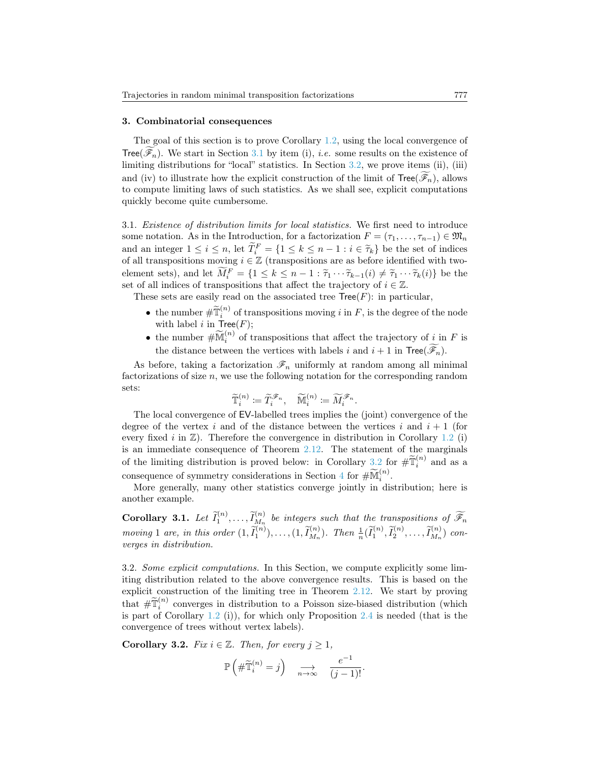## 3. Combinatorial consequences

The goal of this section is to prove Corollary 1.2, using the local convergence of $\mathsf{Tree}(\widetilde{\mathscr{F}}_n)$. We start in Section 3.1 by item (i), *i.e.* some results on the existence of limiting distributions for "local" statistics. In Section 3.2, we prove items (ii), (iii) and (iv) to illustrate how the explicit construction of the limit of $\mathsf{Tree}(\widetilde{\mathscr{F}}_n)$, allows to compute limiting laws of such statistics. As we shall see, explicit computations quickly become quite cumbersome.

3.1. *Existence of distribution limits for local statistics.* We first need to introduce some notation. As in the Introduction, for a factorization $F = (\tau_1, \ldots, \tau_{n-1}) \in \mathfrak{M}_n$ and an integer $1 \leq i \leq n$, let $\widetilde{T}_i^F = \{1 \leq k \leq n-1 : i \in \widetilde{\tau}_k\}$ be the set of indices of all transpositions moving $i \in \mathbb{Z}$ (transpositions are as before identified with two-element sets), and let $\widetilde{M}_i^F = \{1 \leq k \leq n-1 : \widetilde{\tau}_1 \cdots \widetilde{\tau}_{k-1}(i) \neq \widetilde{\tau}_1 \cdots \widetilde{\tau}_k(i)\}$ be the set of all indices of transpositions that affect the trajectory of $i \in \mathbb{Z}$.

These sets are easily read on the associated tree $\mathsf{Tree}(F)$: in particular,

- the number $\#\widetilde{\mathbb{T}}_i^{(n)}$ of transpositions moving $i$ in $F$, is the degree of the node with label $i$ in $\mathsf{Tree}(F)$;
- the number $\#\widetilde{\mathbb{M}}_i^{(n)}$ of transpositions that affect the trajectory of $i$ in $F$ is the distance between the vertices with labels $i$ and $i+1$ in $\mathsf{Tree}(\widetilde{\mathscr{F}}_n)$.

As before, taking a factorization $\mathscr{F}_n$ uniformly at random among all minimal factorizations of size $n$, we use the following notation for the corresponding random sets:

$$\widetilde{\mathbb{T}}_i^{(n)} \coloneqq \widetilde{T}_i^{\mathscr{F}_n}, \quad \widetilde{\mathbb{M}}_i^{(n)} \coloneqq \widetilde{M}_i^{\mathscr{F}_n}.$$

The local convergence of $\mathsf{EV}$-labelled trees implies the (joint) convergence of the degree of the vertex $i$ and of the distance between the vertices $i$ and $i+1$ (for every fixed $i$ in $\mathbb{Z}$). Therefore the convergence in distribution in Corollary 1.2 (i) is an immediate consequence of Theorem 2.12. The statement of the marginals of the limiting distribution is proved below: in Corollary 3.2 for $\#\widetilde{\mathbb{T}}_i^{(n)}$ and as a consequence of symmetry considerations in Section 4 for $\#\widetilde{\mathbb{M}}_i^{(n)}$.

More generally, many other statistics converge jointly in distribution; here is another example.

**Corollary 3.1.** *Let $\widetilde{I}_1^{(n)}, \ldots, \widetilde{I}_{M_n}^{(n)}$ be integers such that the transpositions of $\widetilde{\mathscr{F}}_n$ moving 1 are, in this order $(1, \widetilde{I}_1^{(n)}), \ldots, (1, \widetilde{I}_{M_n}^{(n)})$. Then $\frac{1}{n}(\widetilde{I}_1^{(n)}, \widetilde{I}_2^{(n)}, \ldots, \widetilde{I}_{M_n}^{(n)})$ converges in distribution.*

3.2. *Some explicit computations.* In this Section, we compute explicitly some limiting distribution related to the above convergence results. This is based on the explicit construction of the limiting tree in Theorem 2.12. We start by proving that $\#\widetilde{\mathbb{T}}_i^{(n)}$ converges in distribution to a Poisson size-biased distribution (which is part of Corollary 1.2 (i)), for which only Proposition 2.4 is needed (that is the convergence of trees without vertex labels).

**Corollary 3.2.** *Fix $i \in \mathbb{Z}$. Then, for every $j \geq 1$,*

$$\mathbb{P}\left(\#\widetilde{\mathbb{T}}_i^{(n)} = j\right) \underset{n \to \infty}{\longrightarrow} \frac{e^{-1}}{(j-1)!}.$$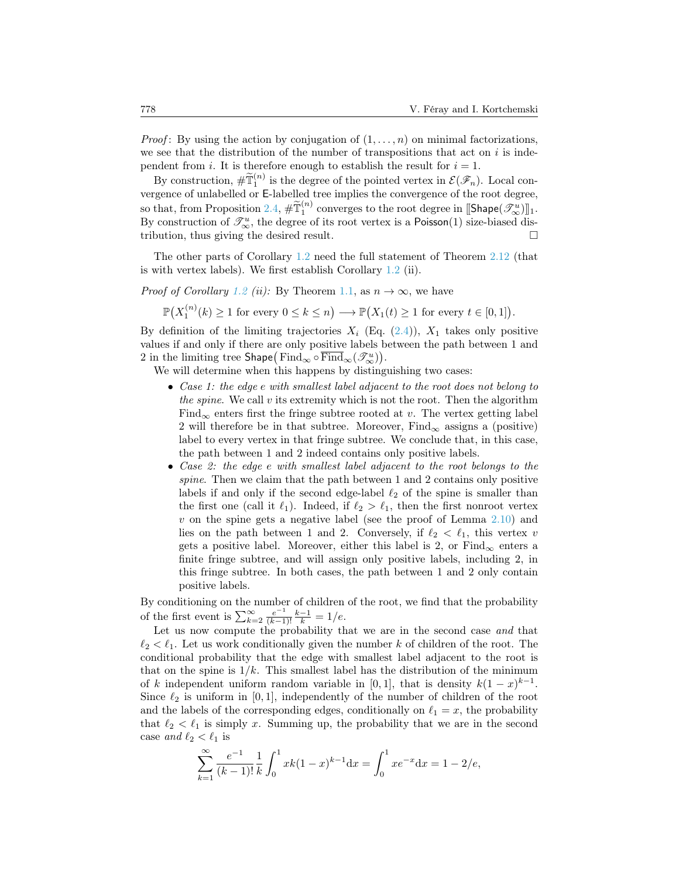*Proof*: By using the action by conjugation of $(1, \dots, n)$ on minimal factorizations, we see that the distribution of the number of transpositions that act on $i$ is independent from $i$. It is therefore enough to establish the result for $i = 1$.

By construction, $\#\widetilde{\mathbb{T}}_1^{(n)}$ is the degree of the pointed vertex in $\mathcal{E}(\mathscr{F}_n)$. Local convergence of unlabelled or $\mathsf{E}$-labelled tree implies the convergence of the root degree, so that, from Proposition 2.4, $\#\widetilde{\mathbb{T}}_1^{(n)}$ converges to the root degree in $[\![\mathsf{Shape}(\mathscr{T}_\infty^u)]\!]_1$. By construction of $\mathscr{T}_\infty^u$, the degree of its root vertex is a $\mathsf{Poisson}(1)$ size-biased distribution, thus giving the desired result. □

The other parts of Corollary 1.2 need the full statement of Theorem 2.12 (that is with vertex labels). We first establish Corollary 1.2 (ii).

*Proof of Corollary 1.2 (ii):* By Theorem 1.1, as $n \to \infty$, we have

$$\mathbb{P}\big(X_1^{(n)}(k) \geq 1 \text{ for every } 0 \leq k \leq n\big) \longrightarrow \mathbb{P}\big(X_1(t) \geq 1 \text{ for every } t \in [0,1]\big).$$

By definition of the limiting trajectories $X_i$ (Eq. (2.4)), $X_1$ takes only positive values if and only if there are only positive labels between the path between 1 and 2 in the limiting tree $\mathsf{Shape}\big(\mathrm{Find}_\infty \circ \overline{\mathrm{Find}}_\infty(\mathscr{T}_\infty^u)\big)$.

We will determine when this happens by distinguishing two cases:

- *Case 1: the edge $e$ with smallest label adjacent to the root does not belong to the spine.* We call $v$ its extremity which is not the root. Then the algorithm $\mathrm{Find}_\infty$ enters first the fringe subtree rooted at $v$. The vertex getting label 2 will therefore be in that subtree. Moreover, $\mathrm{Find}_\infty$ assigns a (positive) label to every vertex in that fringe subtree. We conclude that, in this case, the path between 1 and 2 indeed contains only positive labels.
- *Case 2: the edge $e$ with smallest label adjacent to the root belongs to the spine.* Then we claim that the path between 1 and 2 contains only positive labels if and only if the second edge-label $\ell_2$ of the spine is smaller than the first one (call it $\ell_1$). Indeed, if $\ell_2 > \ell_1$, then the first nonroot vertex $v$ on the spine gets a negative label (see the proof of Lemma 2.10) and lies on the path between 1 and 2. Conversely, if $\ell_2 < \ell_1$, this vertex $v$ gets a positive label. Moreover, either this label is 2, or $\mathrm{Find}_\infty$ enters a finite fringe subtree, and will assign only positive labels, including 2, in this fringe subtree. In both cases, the path between 1 and 2 only contain positive labels.

By conditioning on the number of children of the root, we find that the probability of the first event is $\sum_{k=2}^{\infty} \frac{e^{-1}}{(k-1)!} \frac{k-1}{k} = 1/e$.

Let us now compute the probability that we are in the second case *and* that $\ell_2 < \ell_1$. Let us work conditionally given the number $k$ of children of the root. The conditional probability that the edge with smallest label adjacent to the root is that on the spine is $1/k$. This smallest label has the distribution of the minimum of $k$ independent uniform random variable in $[0,1]$, that is density $k(1-x)^{k-1}$. Since $\ell_2$ is uniform in $[0,1]$, independently of the number of children of the root and the labels of the corresponding edges, conditionally on $\ell_1 = x$, the probability that $\ell_2 < \ell_1$ is simply $x$. Summing up, the probability that we are in the second case *and* $\ell_2 < \ell_1$ is

$$\sum_{k=1}^{\infty} \frac{e^{-1}}{(k-1)!} \frac{1}{k} \int_0^1 xk(1-x)^{k-1} \mathrm{d}x = \int_0^1 xe^{-x} \mathrm{d}x = 1 - 2/e,$$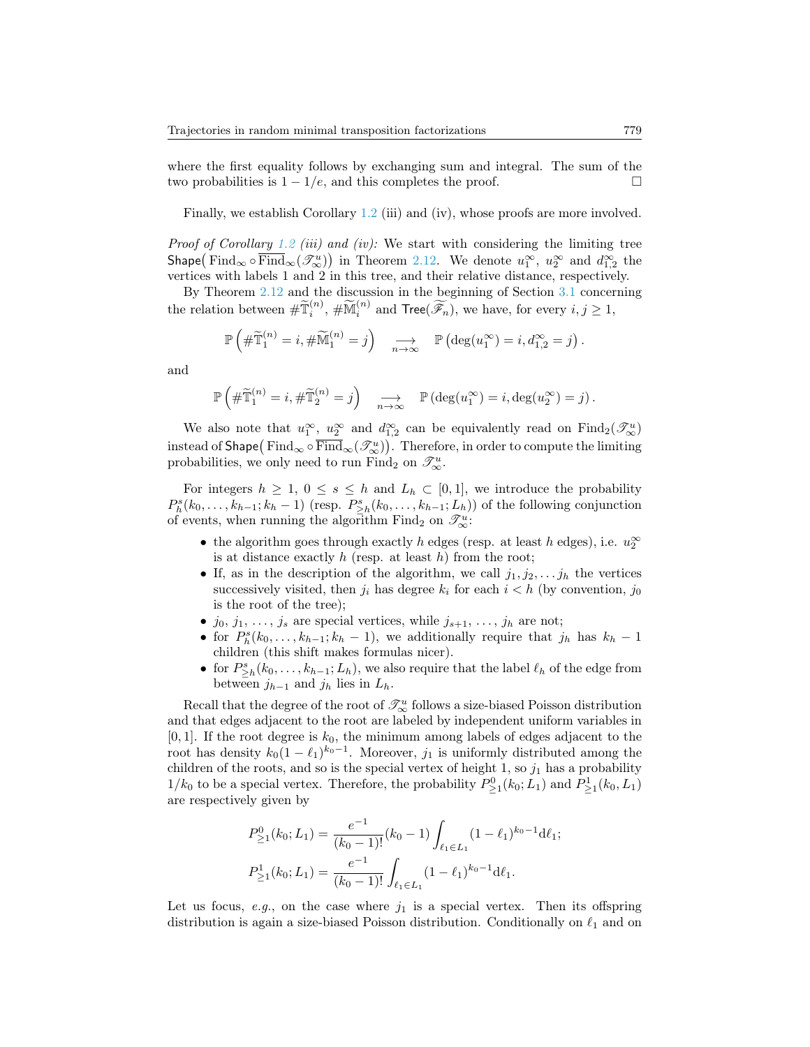where the first equality follows by exchanging sum and integral. The sum of the two probabilities is $1 - 1/e$, and this completes the proof. □

Finally, we establish Corollary 1.2 (iii) and (iv), whose proofs are more involved.

*Proof of Corollary 1.2 (iii) and (iv):* We start with considering the limiting tree $\mathsf{Shape}\big(\operatorname{Find}_\infty \circ \overline{\operatorname{Find}}_\infty(\mathscr{T}_\infty^u)\big)$ in Theorem 2.12. We denote $u_1^\infty$, $u_2^\infty$ and $d_{1,2}^\infty$ the vertices with labels 1 and 2 in this tree, and their relative distance, respectively.

By Theorem 2.12 and the discussion in the beginning of Section 3.1 concerning the relation between $\#\widetilde{\mathbb{T}}_i^{(n)}$, $\#\widetilde{\mathbb{M}}_i^{(n)}$ and $\mathsf{Tree}(\widetilde{\mathscr{F}}_n)$, we have, for every $i, j \geq 1$,

$$\mathbb{P}\left(\#\widetilde{\mathbb{T}}_1^{(n)} = i, \#\widetilde{\mathbb{M}}_1^{(n)} = j\right) \underset{n\to\infty}{\longrightarrow} \mathbb{P}\left(\deg(u_1^\infty) = i, d_{1,2}^\infty = j\right).$$

and

$$\mathbb{P}\left(\#\widetilde{\mathbb{T}}_1^{(n)} = i, \#\widetilde{\mathbb{T}}_2^{(n)} = j\right) \underset{n\to\infty}{\longrightarrow} \mathbb{P}\left(\deg(u_1^\infty) = i, \deg(u_2^\infty) = j\right).$$

We also note that $u_1^\infty$, $u_2^\infty$ and $d_{1,2}^\infty$ can be equivalently read on $\operatorname{Find}_2(\mathscr{T}_\infty^u)$ instead of $\mathsf{Shape}\big(\operatorname{Find}_\infty \circ \overline{\operatorname{Find}}_\infty(\mathscr{T}_\infty^u)\big)$. Therefore, in order to compute the limiting probabilities, we only need to run $\operatorname{Find}_2$ on $\mathscr{T}_\infty^u$.

For integers $h \geq 1$, $0 \leq s \leq h$ and $L_h \subset [0,1]$, we introduce the probability $P_h^s(k_0, \ldots, k_{h-1}; k_h - 1)$ (resp. $P_{\geq h}^s(k_0, \ldots, k_{h-1}; L_h)$) of the following conjunction of events, when running the algorithm $\operatorname{Find}_2$ on $\mathscr{T}_\infty^u$:

- the algorithm goes through exactly $h$ edges (resp. at least $h$ edges), i.e. $u_2^\infty$ is at distance exactly $h$ (resp. at least $h$) from the root;
- If, as in the description of the algorithm, we call $j_1, j_2, \ldots j_h$ the vertices successively visited, then $j_i$ has degree $k_i$ for each $i < h$ (by convention, $j_0$ is the root of the tree);
- $j_0, j_1, \ldots, j_s$ are special vertices, while $j_{s+1}, \ldots, j_h$ are not;
- for $P_h^s(k_0, \ldots, k_{h-1}; k_h - 1)$, we additionally require that $j_h$ has $k_h - 1$ children (this shift makes formulas nicer).
- for $P_{\geq h}^s(k_0, \ldots, k_{h-1}; L_h)$, we also require that the label $\ell_h$ of the edge from between $j_{h-1}$ and $j_h$ lies in $L_h$.

Recall that the degree of the root of $\mathscr{T}_\infty^u$ follows a size-biased Poisson distribution and that edges adjacent to the root are labeled by independent uniform variables in $[0, 1]$. If the root degree is $k_0$, the minimum among labels of edges adjacent to the root has density $k_0(1 - \ell_1)^{k_0-1}$. Moreover, $j_1$ is uniformly distributed among the children of the roots, and so is the special vertex of height 1, so $j_1$ has a probability $1/k_0$ to be a special vertex. Therefore, the probability $P_{\geq 1}^0(k_0; L_1)$ and $P_{\geq 1}^1(k_0, L_1)$ are respectively given by

$$P_{\geq 1}^0(k_0; L_1) = \frac{e^{-1}}{(k_0-1)!}(k_0 - 1)\int_{\ell_1 \in L_1} (1 - \ell_1)^{k_0-1} \mathrm{d}\ell_1;$$
$$P_{\geq 1}^1(k_0; L_1) = \frac{e^{-1}}{(k_0-1)!}\int_{\ell_1 \in L_1} (1 - \ell_1)^{k_0-1} \mathrm{d}\ell_1.$$

Let us focus, *e.g.*, on the case where $j_1$ is a special vertex. Then its offspring distribution is again a size-biased Poisson distribution. Conditionally on $\ell_1$ and on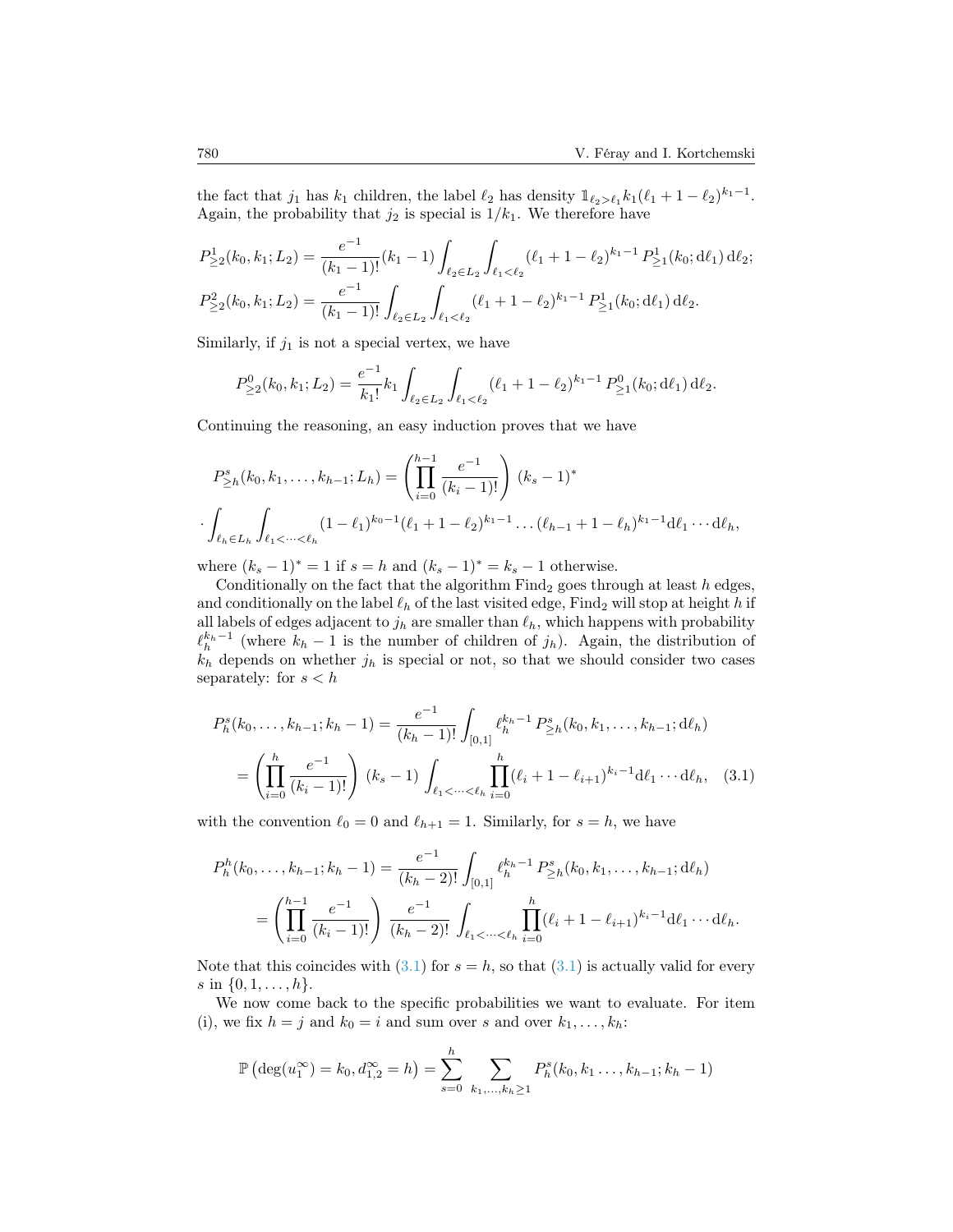the fact that $j_1$ has $k_1$ children, the label $\ell_2$ has density $\mathbb{1}_{\ell_2>\ell_1} k_1(\ell_1+1-\ell_2)^{k_1-1}$. Again, the probability that $j_2$ is special is $1/k_1$. We therefore have

$$P^1_{\geq 2}(k_0,k_1;L_2) = \frac{e^{-1}}{(k_1-1)!}(k_1-1)\int_{\ell_2\in L_2}\int_{\ell_1<\ell_2}(\ell_1+1-\ell_2)^{k_1-1}\,P^1_{\geq 1}(k_0;\mathrm{d}\ell_1)\,\mathrm{d}\ell_2;$$
$$P^2_{\geq 2}(k_0,k_1;L_2) = \frac{e^{-1}}{(k_1-1)!}\int_{\ell_2\in L_2}\int_{\ell_1<\ell_2}(\ell_1+1-\ell_2)^{k_1-1}\,P^1_{\geq 1}(k_0;\mathrm{d}\ell_1)\,\mathrm{d}\ell_2.$$

Similarly, if $j_1$ is not a special vertex, we have

$$P^0_{\geq 2}(k_0,k_1;L_2) = \frac{e^{-1}}{k_1!}k_1\int_{\ell_2\in L_2}\int_{\ell_1<\ell_2}(\ell_1+1-\ell_2)^{k_1-1}\,P^0_{\geq 1}(k_0;\mathrm{d}\ell_1)\,\mathrm{d}\ell_2.$$

Continuing the reasoning, an easy induction proves that we have

$$P^s_{\geq h}(k_0,k_1,\dots,k_{h-1};L_h) = \left(\prod_{i=0}^{h-1}\frac{e^{-1}}{(k_i-1)!}\right)(k_s-1)^*$$
$$\cdot\int_{\ell_h\in L_h}\int_{\ell_1<\dots<\ell_h}(1-\ell_1)^{k_0-1}(\ell_1+1-\ell_2)^{k_1-1}\dots(\ell_{h-1}+1-\ell_h)^{k_1-1}\mathrm{d}\ell_1\cdots\mathrm{d}\ell_h,$$

where $(k_s-1)^*=1$ if $s=h$ and $(k_s-1)^*=k_s-1$ otherwise.

Conditionally on the fact that the algorithm $\mathrm{Find}_2$ goes through at least $h$ edges, and conditionally on the label $\ell_h$ of the last visited edge, $\mathrm{Find}_2$ will stop at height $h$ if all labels of edges adjacent to $j_h$ are smaller than $\ell_h$, which happens with probability $\ell_h^{k_h-1}$ (where $k_h-1$ is the number of children of $j_h$). Again, the distribution of $k_h$ depends on whether $j_h$ is special or not, so that we should consider two cases separately: for $s<h$

$$\begin{aligned}P^s_h(k_0,\dots,k_{h-1};k_h-1) &= \frac{e^{-1}}{(k_h-1)!}\int_{[0,1]}\ell_h^{k_h-1}\,P^s_{\geq h}(k_0,k_1,\dots,k_{h-1};\mathrm{d}\ell_h)\\ &= \left(\prod_{i=0}^{h}\frac{e^{-1}}{(k_i-1)!}\right)(k_s-1)\int_{\ell_1<\dots<\ell_h}\prod_{i=0}^{h}(\ell_i+1-\ell_{i+1})^{k_i-1}\mathrm{d}\ell_1\cdots\mathrm{d}\ell_h,\end{aligned}\tag{3.1}$$

with the convention $\ell_0=0$ and $\ell_{h+1}=1$. Similarly, for $s=h$, we have

$$\begin{aligned}P^h_h(k_0,\dots,k_{h-1};k_h-1) &= \frac{e^{-1}}{(k_h-2)!}\int_{[0,1]}\ell_h^{k_h-1}\,P^s_{\geq h}(k_0,k_1,\dots,k_{h-1};\mathrm{d}\ell_h)\\ &= \left(\prod_{i=0}^{h-1}\frac{e^{-1}}{(k_i-1)!}\right)\frac{e^{-1}}{(k_h-2)!}\int_{\ell_1<\dots<\ell_h}\prod_{i=0}^{h}(\ell_i+1-\ell_{i+1})^{k_i-1}\mathrm{d}\ell_1\cdots\mathrm{d}\ell_h.\end{aligned}$$

Note that this coincides with (3.1) for $s=h$, so that (3.1) is actually valid for every $s$ in $\{0,1,\dots,h\}$.

We now come back to the specific probabilities we want to evaluate. For item (i), we fix $h=j$ and $k_0=i$ and sum over $s$ and over $k_1,\dots,k_h$:

$$\mathbb{P}\left(\deg(u_1^\infty)=k_0, d_{1,2}^\infty=h\right)=\sum_{s=0}^{h}\sum_{k_1,\dots,k_h\geq 1}P^s_h(k_0,k_1\dots,k_{h-1};k_h-1)$$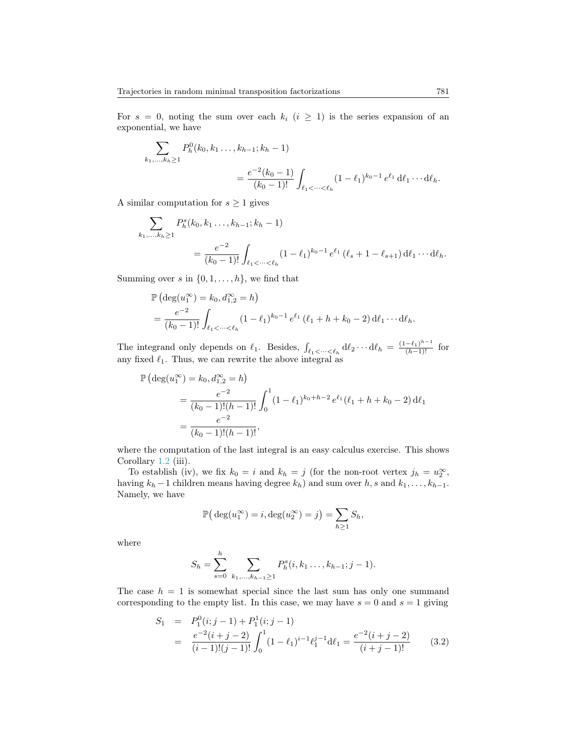For $s = 0$, noting the sum over each $k_i$ ($i \geq 1$) is the series expansion of an exponential, we have

$$\sum_{k_1,\dots,k_h \geq 1} P_h^0(k_0, k_1 \dots, k_{h-1}; k_h - 1) = \frac{e^{-2}(k_0-1)}{(k_0-1)!} \int_{\ell_1 < \dots < \ell_h} (1-\ell_1)^{k_0-1}\, e^{\ell_1}\, \mathrm{d}\ell_1 \cdots \mathrm{d}\ell_h.$$

A similar computation for $s \geq 1$ gives

$$\sum_{k_1,\dots,k_h \geq 1} P_h^s(k_0, k_1 \dots, k_{h-1}; k_h - 1) = \frac{e^{-2}}{(k_0-1)!} \int_{\ell_1 < \dots < \ell_h} (1-\ell_1)^{k_0-1}\, e^{\ell_1}\, (\ell_s + 1 - \ell_{s+1})\, \mathrm{d}\ell_1 \cdots \mathrm{d}\ell_h.$$

Summing over $s$ in $\{0, 1, \dots, h\}$, we find that

$$\begin{aligned}
&\mathbb{P}\big(\deg(u_1^\infty) = k_0, d_{1,2}^\infty = h\big) \\
&= \frac{e^{-2}}{(k_0-1)!} \int_{\ell_1 < \dots < \ell_h} (1-\ell_1)^{k_0-1}\, e^{\ell_1}\, (\ell_1 + h + k_0 - 2)\, \mathrm{d}\ell_1 \cdots \mathrm{d}\ell_h.
\end{aligned}$$

The integrand only depends on $\ell_1$. Besides, $\int_{\ell_1 < \dots < \ell_h} \mathrm{d}\ell_2 \cdots \mathrm{d}\ell_h = \frac{(1-\ell_1)^{h-1}}{(h-1)!}$ for any fixed $\ell_1$. Thus, we can rewrite the above integral as

$$\begin{aligned}
\mathbb{P}\big(\deg(u_1^\infty) = k_0, d_{1,2}^\infty = h\big) &= \frac{e^{-2}}{(k_0-1)!(h-1)!} \int_0^1 (1-\ell_1)^{k_0+h-2}\, e^{\ell_1} (\ell_1 + h + k_0 - 2)\, \mathrm{d}\ell_1 \\
&= \frac{e^{-2}}{(k_0-1)!(h-1)!},
\end{aligned}$$

where the computation of the last integral is an easy calculus exercise. This shows Corollary 1.2 (iii).

To establish (iv), we fix $k_0 = i$ and $k_h = j$ (for the non-root vertex $j_h = u_2^\infty$, having $k_h - 1$ children means having degree $k_h$) and sum over $h, s$ and $k_1, \dots, k_{h-1}$. Namely, we have

$$\mathbb{P}\big(\deg(u_1^\infty) = i, \deg(u_2^\infty) = j\big) = \sum_{h \geq 1} S_h,$$

where

$$S_h = \sum_{s=0}^{h} \sum_{k_1,\dots,k_{h-1} \geq 1} P_h^s(i, k_1 \dots, k_{h-1}; j-1).$$

The case $h = 1$ is somewhat special since the last sum has only one summand corresponding to the empty list. In this case, we may have $s = 0$ and $s = 1$ giving

$$\begin{aligned}
S_1 &= P_1^0(i; j-1) + P_1^1(i; j-1) \\
&= \frac{e^{-2}(i+j-2)}{(i-1)!(j-1)!} \int_0^1 (1-\ell_1)^{i-1} \ell_1^{j-1} \mathrm{d}\ell_1 = \frac{e^{-2}(i+j-2)}{(i+j-1)!} \qquad (3.2)
\end{aligned}$$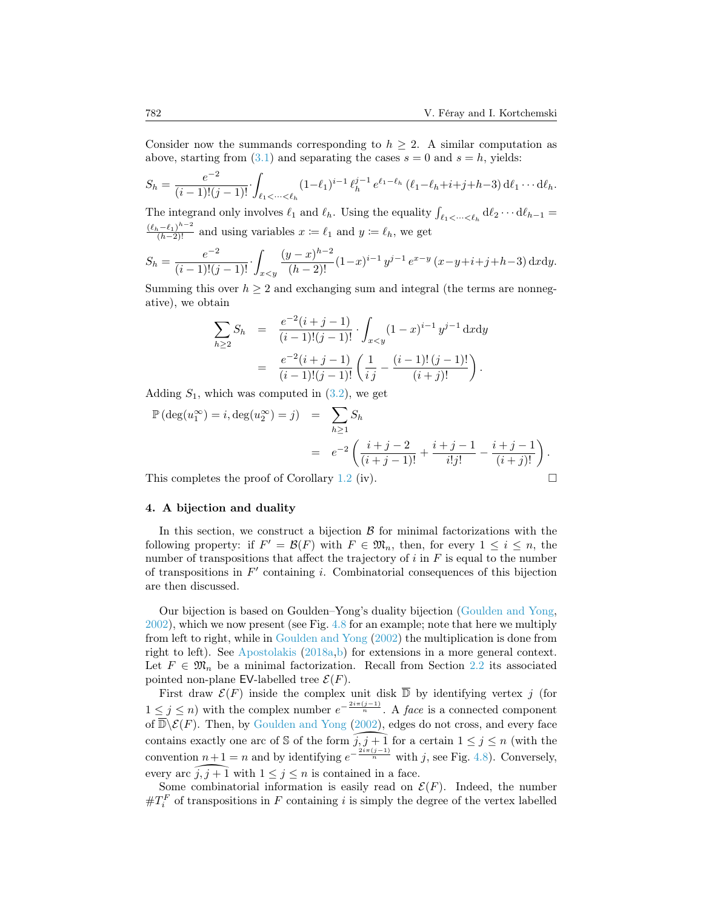Consider now the summands corresponding to $h \geq 2$. A similar computation as above, starting from (3.1) and separating the cases $s = 0$ and $s = h$, yields:

$$S_h = \frac{e^{-2}}{(i-1)!(j-1)!} \cdot \int_{\ell_1 < \cdots < \ell_h} (1-\ell_1)^{i-1} \, \ell_h^{j-1} \, e^{\ell_1 - \ell_h} \, (\ell_1 - \ell_h + i + j + h - 3) \, \mathrm{d}\ell_1 \cdots \mathrm{d}\ell_h.$$

The integrand only involves $\ell_1$ and $\ell_h$. Using the equality $\int_{\ell_1 < \cdots < \ell_h} \mathrm{d}\ell_2 \cdots \mathrm{d}\ell_{h-1} = \frac{(\ell_h - \ell_1)^{h-2}}{(h-2)!}$ and using variables $x \coloneqq \ell_1$ and $y \coloneqq \ell_h$, we get

$$S_h = \frac{e^{-2}}{(i-1)!(j-1)!} \cdot \int_{x<y} \frac{(y-x)^{h-2}}{(h-2)!} (1-x)^{i-1} \, y^{j-1} \, e^{x-y} \, (x - y + i + j + h - 3) \, \mathrm{d}x\mathrm{d}y.$$

Summing this over $h \geq 2$ and exchanging sum and integral (the terms are nonnegative), we obtain

$$\begin{aligned}
\sum_{h \geq 2} S_h &= \frac{e^{-2}(i+j-1)}{(i-1)!(j-1)!} \cdot \int_{x<y} (1-x)^{i-1} \, y^{j-1} \, \mathrm{d}x\mathrm{d}y \\
&= \frac{e^{-2}(i+j-1)}{(i-1)!(j-1)!} \left( \frac{1}{i\,j} - \frac{(i-1)!\,(j-1)!}{(i+j)!} \right).
\end{aligned}$$

Adding $S_1$, which was computed in (3.2), we get

$$\begin{aligned}
\mathbb{P}\left(\deg(u_1^\infty) = i, \deg(u_2^\infty) = j\right) &= \sum_{h \geq 1} S_h \\
&= e^{-2} \left( \frac{i+j-2}{(i+j-1)!} + \frac{i+j-1}{i!j!} - \frac{i+j-1}{(i+j)!} \right).
\end{aligned}$$

This completes the proof of Corollary 1.2 (iv). □

## 4. A bijection and duality

In this section, we construct a bijection $\mathcal{B}$ for minimal factorizations with the following property: if $F' = \mathcal{B}(F)$ with $F \in \mathfrak{M}_n$, then, for every $1 \leq i \leq n$, the number of transpositions that affect the trajectory of $i$ in $F$ is equal to the number of transpositions in $F'$ containing $i$. Combinatorial consequences of this bijection are then discussed.

Our bijection is based on Goulden–Yong's duality bijection (Goulden and Yong, 2002), which we now present (see Fig. 4.8 for an example; note that here we multiply from left to right, while in Goulden and Yong (2002) the multiplication is done from right to left). See Apostolakis (2018a,b) for extensions in a more general context. Let $F \in \mathfrak{M}_n$ be a minimal factorization. Recall from Section 2.2 its associated pointed non-plane EV-labelled tree $\mathcal{E}(F)$.

First draw $\mathcal{E}(F)$ inside the complex unit disk $\overline{\mathbb{D}}$ by identifying vertex $j$ (for $1 \leq j \leq n$) with the complex number $e^{-\frac{2i\pi(j-1)}{n}}$. A *face* is a connected component of $\overline{\mathbb{D}} \backslash \mathcal{E}(F)$. Then, by Goulden and Yong (2002), edges do not cross, and every face contains exactly one arc of $\mathbb{S}$ of the form $\widehat{j, j+1}$ for a certain $1 \leq j \leq n$ (with the convention $n+1 = n$ and by identifying $e^{-\frac{2i\pi(j-1)}{n}}$ with $j$, see Fig. 4.8). Conversely, every arc $\widehat{j, j+1}$ with $1 \leq j \leq n$ is contained in a face.

Some combinatorial information is easily read on $\mathcal{E}(F)$. Indeed, the number $\#T_i^F$ of transpositions in $F$ containing $i$ is simply the degree of the vertex labelled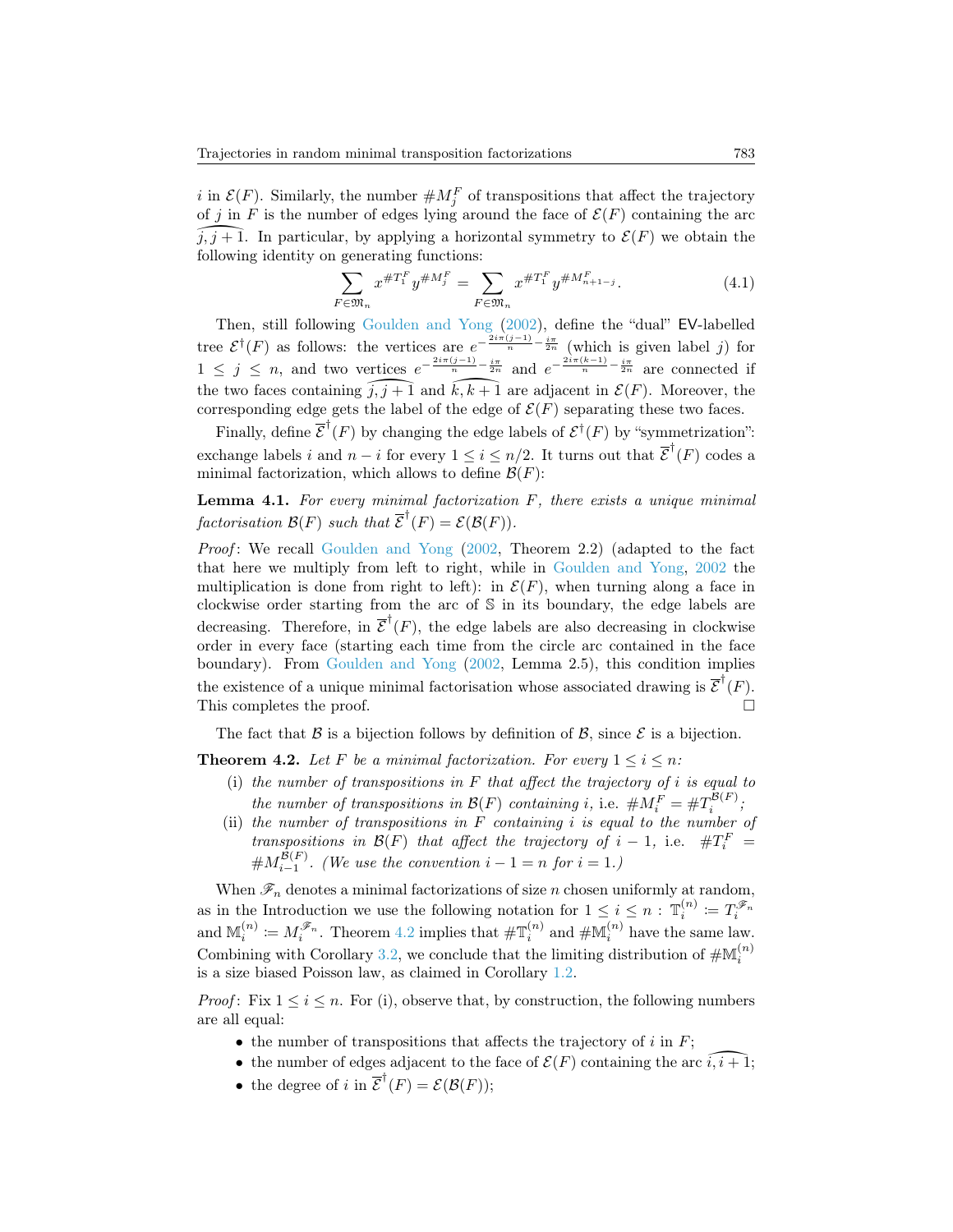$i$ in $\mathcal{E}(F)$. Similarly, the number $\#M_j^F$ of transpositions that affect the trajectory of $j$ in $F$ is the number of edges lying around the face of $\mathcal{E}(F)$ containing the arc $\widehat{j, j+1}$. In particular, by applying a horizontal symmetry to $\mathcal{E}(F)$ we obtain the following identity on generating functions:

$$\sum_{F \in \mathfrak{M}_n} x^{\#T_1^F} y^{\#M_j^F} = \sum_{F \in \mathfrak{M}_n} x^{\#T_1^F} y^{\#M_{n+1-j}^F}. \tag{4.1}$$

Then, still following Goulden and Yong (2002), define the "dual" EV-labelled tree $\mathcal{E}^\dagger(F)$ as follows: the vertices are $e^{-\frac{2i\pi(j-1)}{n} - \frac{i\pi}{2n}}$ (which is given label $j$) for $1 \leq j \leq n$, and two vertices $e^{-\frac{2i\pi(j-1)}{n} - \frac{i\pi}{2n}}$ and $e^{-\frac{2i\pi(k-1)}{n} - \frac{i\pi}{2n}}$ are connected if the two faces containing $\widehat{j, j+1}$ and $\widehat{k, k+1}$ are adjacent in $\mathcal{E}(F)$. Moreover, the corresponding edge gets the label of the edge of $\mathcal{E}(F)$ separating these two faces.

Finally, define $\overline{\mathcal{E}}^\dagger(F)$ by changing the edge labels of $\mathcal{E}^\dagger(F)$ by "symmetrization": exchange labels $i$ and $n-i$ for every $1 \leq i \leq n/2$. It turns out that $\overline{\mathcal{E}}^\dagger(F)$ codes a minimal factorization, which allows to define $\mathcal{B}(F)$:

**Lemma 4.1.** *For every minimal factorization $F$, there exists a unique minimal factorisation $\mathcal{B}(F)$ such that $\overline{\mathcal{E}}^\dagger(F) = \mathcal{E}(\mathcal{B}(F))$.*

*Proof*: We recall Goulden and Yong (2002, Theorem 2.2) (adapted to the fact that here we multiply from left to right, while in Goulden and Yong, 2002 the multiplication is done from right to left): in $\mathcal{E}(F)$, when turning along a face in clockwise order starting from the arc of $\mathbb{S}$ in its boundary, the edge labels are decreasing. Therefore, in $\overline{\mathcal{E}}^\dagger(F)$, the edge labels are also decreasing in clockwise order in every face (starting each time from the circle arc contained in the face boundary). From Goulden and Yong (2002, Lemma 2.5), this condition implies the existence of a unique minimal factorisation whose associated drawing is $\overline{\mathcal{E}}^\dagger(F)$. This completes the proof. $\square$

The fact that $\mathcal{B}$ is a bijection follows by definition of $\mathcal{B}$, since $\mathcal{E}$ is a bijection.

**Theorem 4.2.** *Let $F$ be a minimal factorization. For every $1 \leq i \leq n$:*

(i) *the number of transpositions in $F$ that affect the trajectory of $i$ is equal to the number of transpositions in $\mathcal{B}(F)$ containing $i$, i.e. $\#M_i^F = \#T_i^{\mathcal{B}(F)}$;*

(ii) *the number of transpositions in $F$ containing $i$ is equal to the number of transpositions in $\mathcal{B}(F)$ that affect the trajectory of $i-1$, i.e. $\#T_i^F = \#M_{i-1}^{\mathcal{B}(F)}$. (We use the convention $i-1 = n$ for $i = 1$.)*

When $\mathscr{F}_n$ denotes a minimal factorizations of size $n$ chosen uniformly at random, as in the Introduction we use the following notation for $1 \leq i \leq n$ : $\mathbb{T}_i^{(n)} \coloneqq T_i^{\mathscr{F}_n}$ and $\mathbb{M}_i^{(n)} \coloneqq M_i^{\mathscr{F}_n}$. Theorem 4.2 implies that $\#\mathbb{T}_i^{(n)}$ and $\#\mathbb{M}_i^{(n)}$ have the same law. Combining with Corollary 3.2, we conclude that the limiting distribution of $\#\mathbb{M}_i^{(n)}$ is a size biased Poisson law, as claimed in Corollary 1.2.

*Proof*: Fix $1 \leq i \leq n$. For (i), observe that, by construction, the following numbers are all equal:

- the number of transpositions that affects the trajectory of $i$ in $F$;
- the number of edges adjacent to the face of $\mathcal{E}(F)$ containing the arc $\widehat{i, i+1}$;
- the degree of $i$ in $\overline{\mathcal{E}}^\dagger(F) = \mathcal{E}(\mathcal{B}(F))$;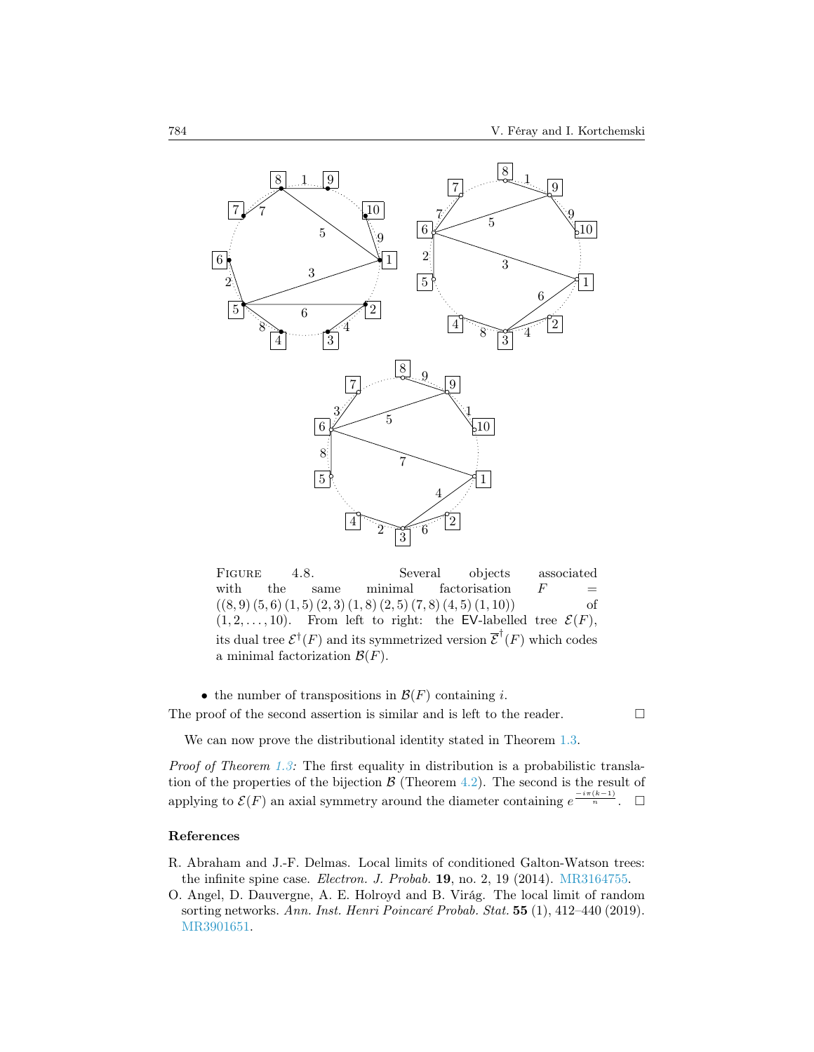FIGURE 4.8. Several objects associated with the same minimal factorisation $F = ((8,9)\,(5,6)\,(1,5)\,(2,3)\,(1,8)\,(2,5)\,(7,8)\,(4,5)\,(1,10))$ of $(1,2,\dots,10)$. From left to right: the EV-labelled tree $\mathcal{E}(F)$, its dual tree $\mathcal{E}^\dagger(F)$ and its symmetrized version $\overline{\mathcal{E}}^\dagger(F)$ which codes a minimal factorization $\mathcal{B}(F)$.

- the number of transpositions in $\mathcal{B}(F)$ containing $i$.

The proof of the second assertion is similar and is left to the reader. □

We can now prove the distributional identity stated in Theorem 1.3.

*Proof of Theorem 1.3:* The first equality in distribution is a probabilistic translation of the properties of the bijection $\mathcal{B}$ (Theorem 4.2). The second is the result of applying to $\mathcal{E}(F)$ an axial symmetry around the diameter containing $e^{\frac{-i\pi(k-1)}{n}}$. □

## References

R. Abraham and J.-F. Delmas. Local limits of conditioned Galton-Watson trees: the infinite spine case. *Electron. J. Probab.* **19**, no. 2, 19 (2014). MR3164755.

O. Angel, D. Dauvergne, A. E. Holroyd and B. Virág. The local limit of random sorting networks. *Ann. Inst. Henri Poincaré Probab. Stat.* **55** (1), 412–440 (2019). MR3901651.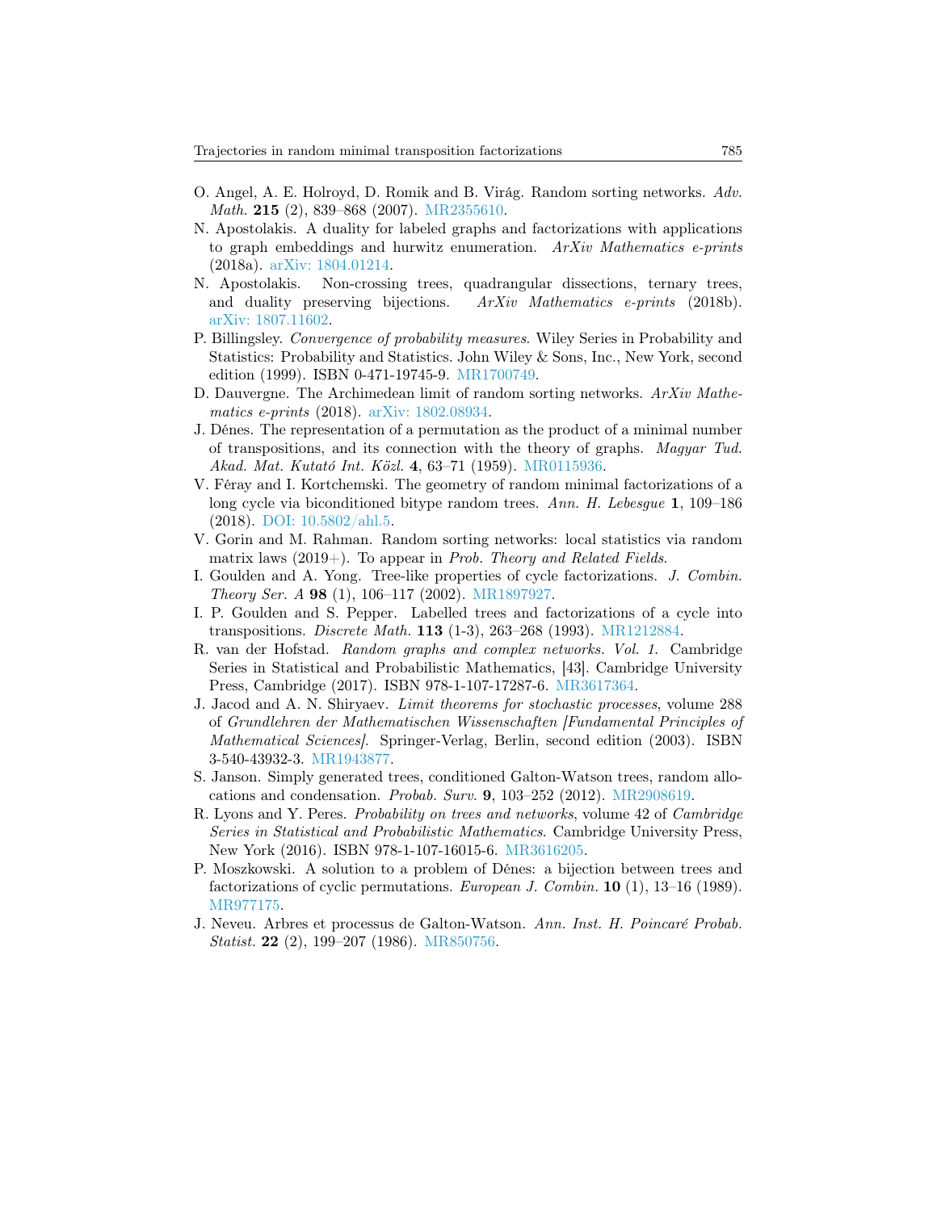O. Angel, A. E. Holroyd, D. Romik and B. Virág. Random sorting networks. *Adv. Math.* **215** (2), 839–868 (2007). MR2355610.

N. Apostolakis. A duality for labeled graphs and factorizations with applications to graph embeddings and hurwitz enumeration. *ArXiv Mathematics e-prints* (2018a). arXiv: 1804.01214.

N. Apostolakis. Non-crossing trees, quadrangular dissections, ternary trees, and duality preserving bijections. *ArXiv Mathematics e-prints* (2018b). arXiv: 1807.11602.

P. Billingsley. *Convergence of probability measures*. Wiley Series in Probability and Statistics: Probability and Statistics. John Wiley & Sons, Inc., New York, second edition (1999). ISBN 0-471-19745-9. MR1700749.

D. Dauvergne. The Archimedean limit of random sorting networks. *ArXiv Mathematics e-prints* (2018). arXiv: 1802.08934.

J. Dénes. The representation of a permutation as the product of a minimal number of transpositions, and its connection with the theory of graphs. *Magyar Tud. Akad. Mat. Kutató Int. Közl.* **4**, 63–71 (1959). MR0115936.

V. Féray and I. Kortchemski. The geometry of random minimal factorizations of a long cycle via biconditioned bitype random trees. *Ann. H. Lebesgue* **1**, 109–186 (2018). DOI: 10.5802/ahl.5.

V. Gorin and M. Rahman. Random sorting networks: local statistics via random matrix laws (2019+). To appear in *Prob. Theory and Related Fields*.

I. Goulden and A. Yong. Tree-like properties of cycle factorizations. *J. Combin. Theory Ser. A* **98** (1), 106–117 (2002). MR1897927.

I. P. Goulden and S. Pepper. Labelled trees and factorizations of a cycle into transpositions. *Discrete Math.* **113** (1-3), 263–268 (1993). MR1212884.

R. van der Hofstad. *Random graphs and complex networks. Vol. 1*. Cambridge Series in Statistical and Probabilistic Mathematics, [43]. Cambridge University Press, Cambridge (2017). ISBN 978-1-107-17287-6. MR3617364.

J. Jacod and A. N. Shiryaev. *Limit theorems for stochastic processes*, volume 288 of *Grundlehren der Mathematischen Wissenschaften [Fundamental Principles of Mathematical Sciences]*. Springer-Verlag, Berlin, second edition (2003). ISBN 3-540-43932-3. MR1943877.

S. Janson. Simply generated trees, conditioned Galton-Watson trees, random allocations and condensation. *Probab. Surv.* **9**, 103–252 (2012). MR2908619.

R. Lyons and Y. Peres. *Probability on trees and networks*, volume 42 of *Cambridge Series in Statistical and Probabilistic Mathematics*. Cambridge University Press, New York (2016). ISBN 978-1-107-16015-6. MR3616205.

P. Moszkowski. A solution to a problem of Dénes: a bijection between trees and factorizations of cyclic permutations. *European J. Combin.* **10** (1), 13–16 (1989). MR977175.

J. Neveu. Arbres et processus de Galton-Watson. *Ann. Inst. H. Poincaré Probab. Statist.* **22** (2), 199–207 (1986). MR850756.